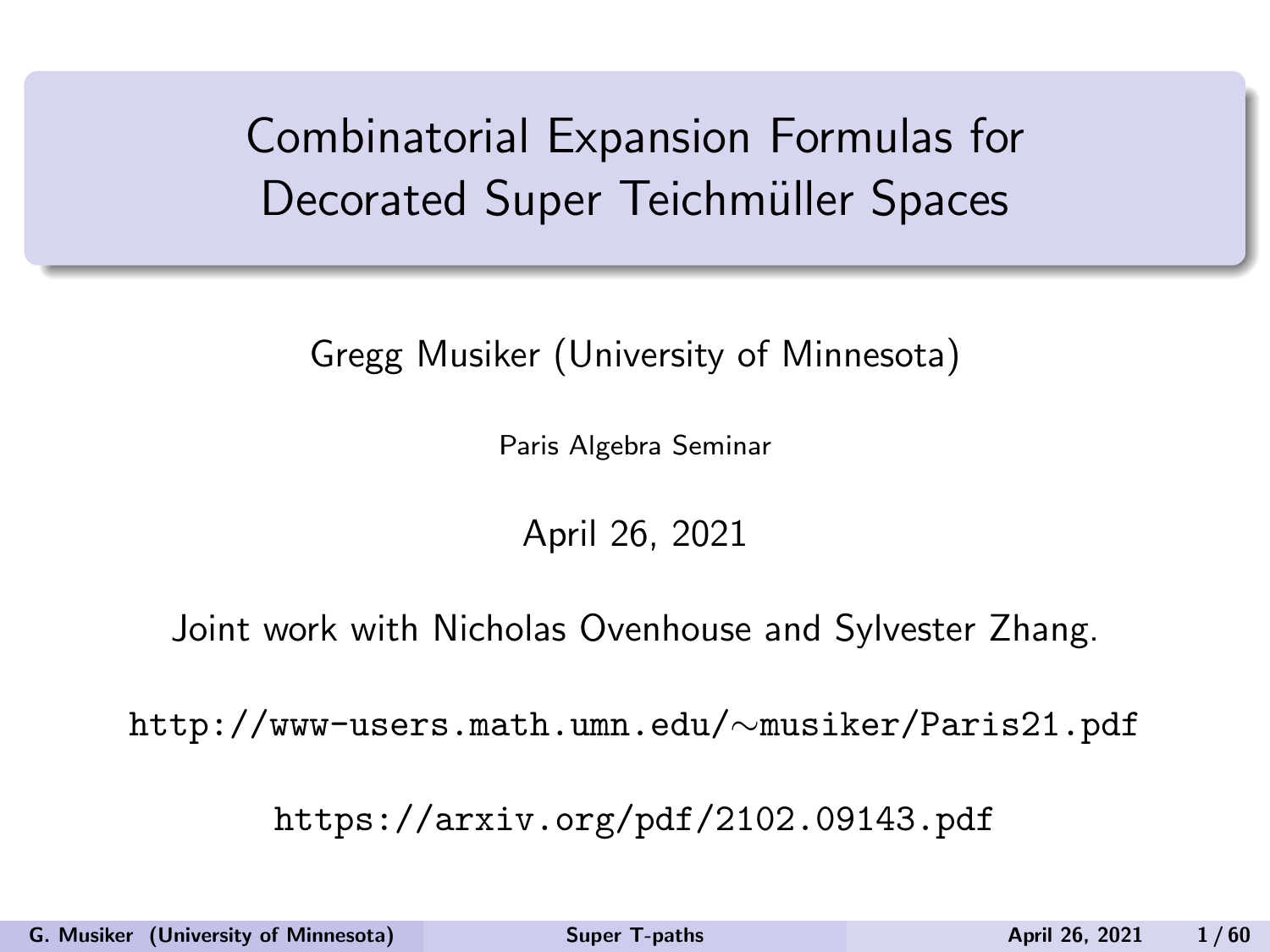# Combinatorial Expansion Formulas for Decorated Super Teichmüller Spaces

Gregg Musiker (University of Minnesota)

Paris Algebra Seminar

April 26, 2021

Joint work with Nicholas Ovenhouse and Sylvester Zhang.

http://www-users.math.umn.edu/∼musiker/Paris21.pdf

https://arxiv.org/pdf/2102.09143.pdf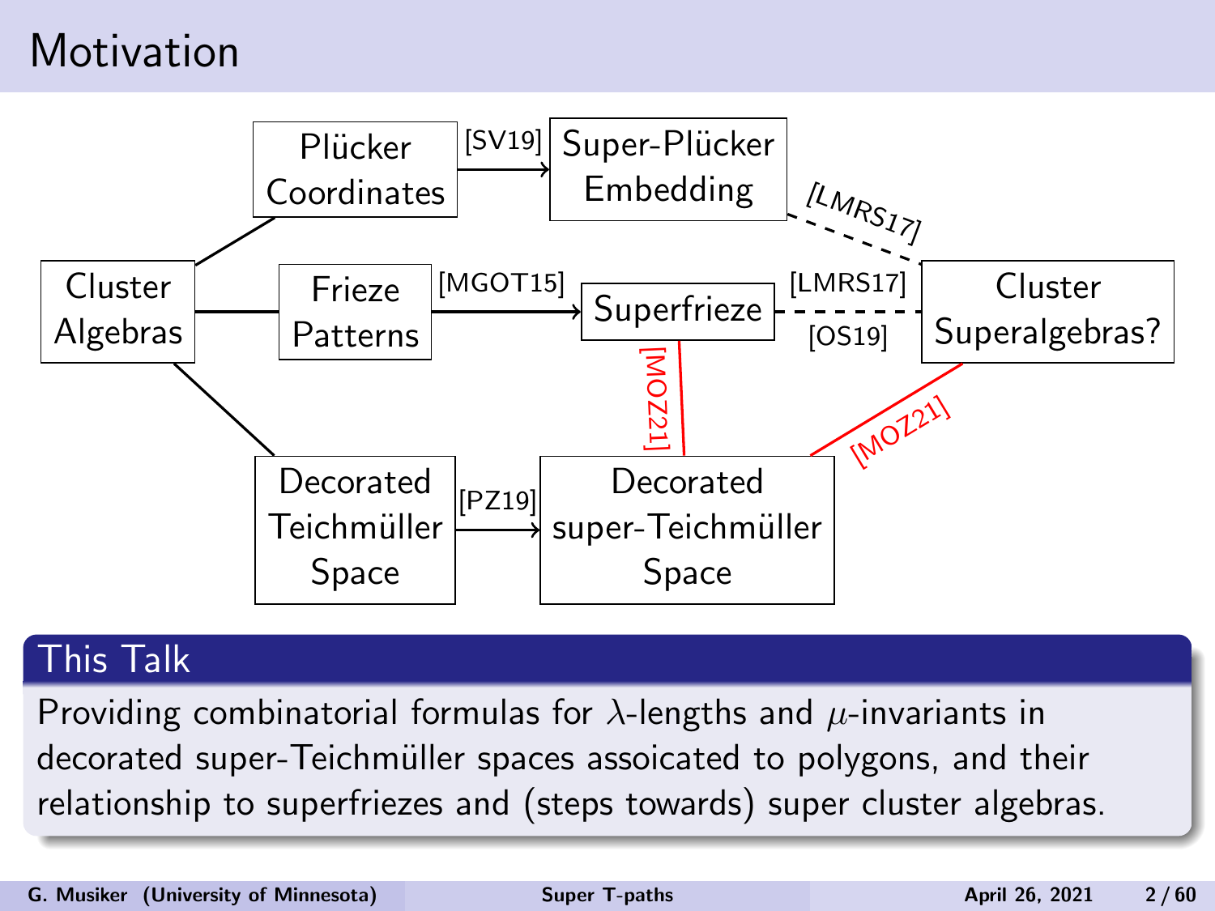# Motivation

Plücker Coordinates

[SV19]

Super-Plücker Embedding

[LMRS17]

Cluster Algebras

Frieze Patterns

[MGOT15]

Superfrieze

[LMRS17]

[OS19]

Cluster Superalgebras?

[MOZ21]

[MOZ21]

Decorated Teichmüller Space

[PZ19]

Decorated super-Teichmüller Space

## This Talk

Providing combinatorial formulas for $\lambda$-lengths and $\mu$-invariants in decorated super-Teichmüller spaces assoicated to polygons, and their relationship to superfriezes and (steps towards) super cluster algebras.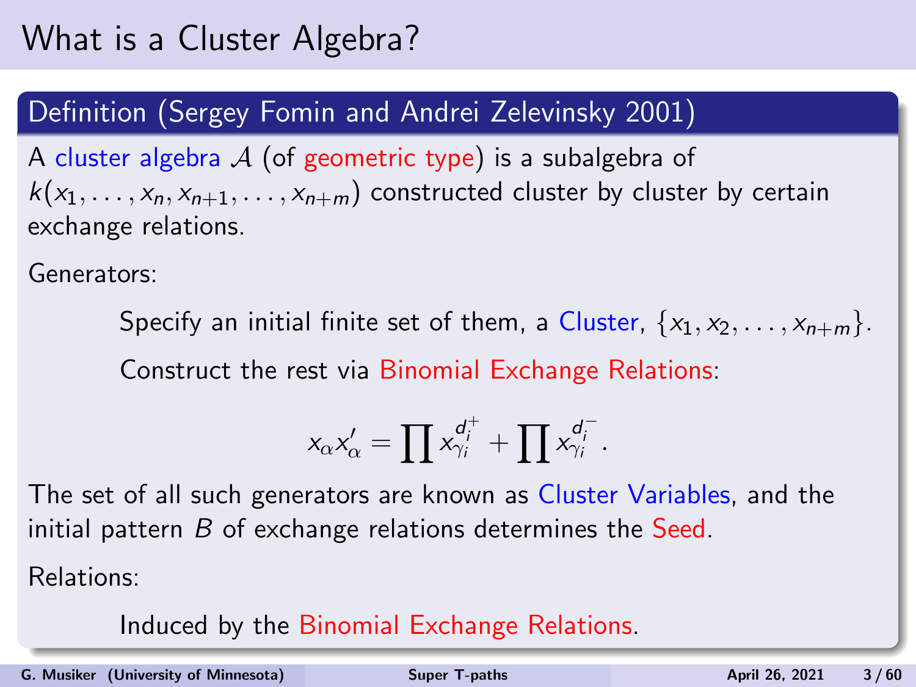# What is a Cluster Algebra?

## Definition (Sergey Fomin and Andrei Zelevinsky 2001)

A cluster algebra $\mathcal{A}$ (of geometric type) is a subalgebra of $k(x_1, \ldots, x_n, x_{n+1}, \ldots, x_{n+m})$ constructed cluster by cluster by certain exchange relations.

Generators:

Specify an initial finite set of them, a Cluster, $\{x_1, x_2, \ldots, x_{n+m}\}$.

Construct the rest via Binomial Exchange Relations:

$$x_\alpha x'_\alpha = \prod x_{\gamma_i}^{d_i^+} + \prod x_{\gamma_i}^{d_i^-}.$$

The set of all such generators are known as Cluster Variables, and the initial pattern $B$ of exchange relations determines the Seed.

Relations:

Induced by the Binomial Exchange Relations.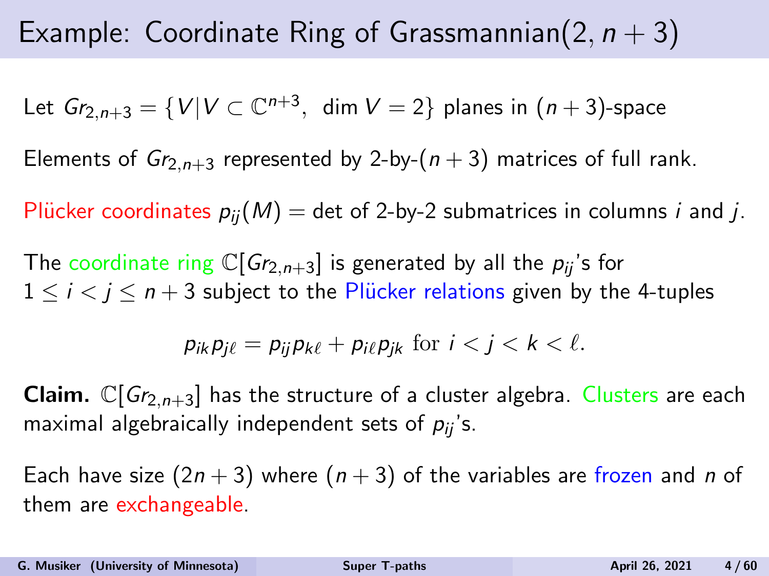# Example: Coordinate Ring of Grassmannian$(2, n+3)$

Let $Gr_{2,n+3} = \{V | V \subset \mathbb{C}^{n+3},\ \dim V = 2\}$ planes in $(n+3)$-space

Elements of $Gr_{2,n+3}$ represented by 2-by-$(n+3)$ matrices of full rank.

Plücker coordinates $p_{ij}(M) =$ det of 2-by-2 submatrices in columns $i$ and $j$.

The coordinate ring $\mathbb{C}[Gr_{2,n+3}]$ is generated by all the $p_{ij}$'s for $1 \leq i < j \leq n+3$ subject to the Plücker relations given by the 4-tuples

$$p_{ik}p_{j\ell} = p_{ij}p_{k\ell} + p_{i\ell}p_{jk} \text{ for } i < j < k < \ell.$$

**Claim.** $\mathbb{C}[Gr_{2,n+3}]$ has the structure of a cluster algebra. Clusters are each maximal algebraically independent sets of $p_{ij}$'s.

Each have size $(2n+3)$ where $(n+3)$ of the variables are frozen and $n$ of them are exchangeable.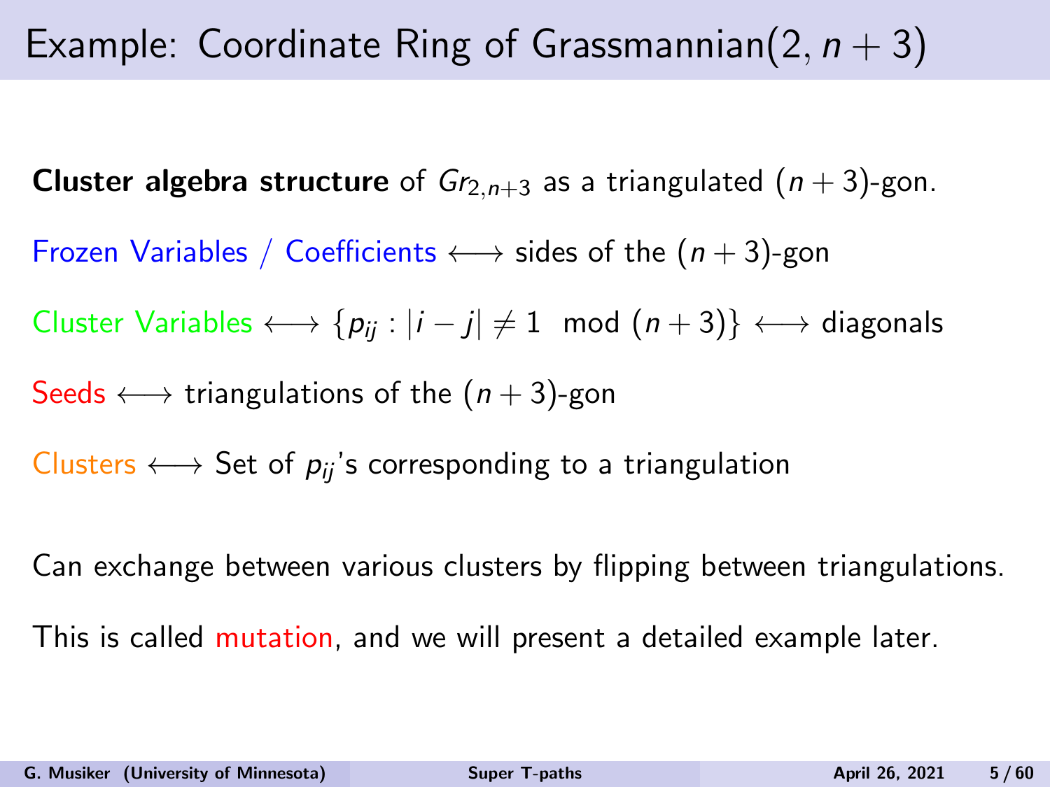# Example: Coordinate Ring of Grassmannian$(2, n+3)$

**Cluster algebra structure** of $Gr_{2,n+3}$ as a triangulated $(n+3)$-gon.

Frozen Variables / Coefficients $\longleftrightarrow$ sides of the $(n+3)$-gon

Cluster Variables $\longleftrightarrow \{p_{ij} : |i-j| \neq 1 \mod (n+3)\} \longleftrightarrow$ diagonals

Seeds $\longleftrightarrow$ triangulations of the $(n+3)$-gon

Clusters $\longleftrightarrow$ Set of $p_{ij}$'s corresponding to a triangulation

Can exchange between various clusters by flipping between triangulations.

This is called mutation, and we will present a detailed example later.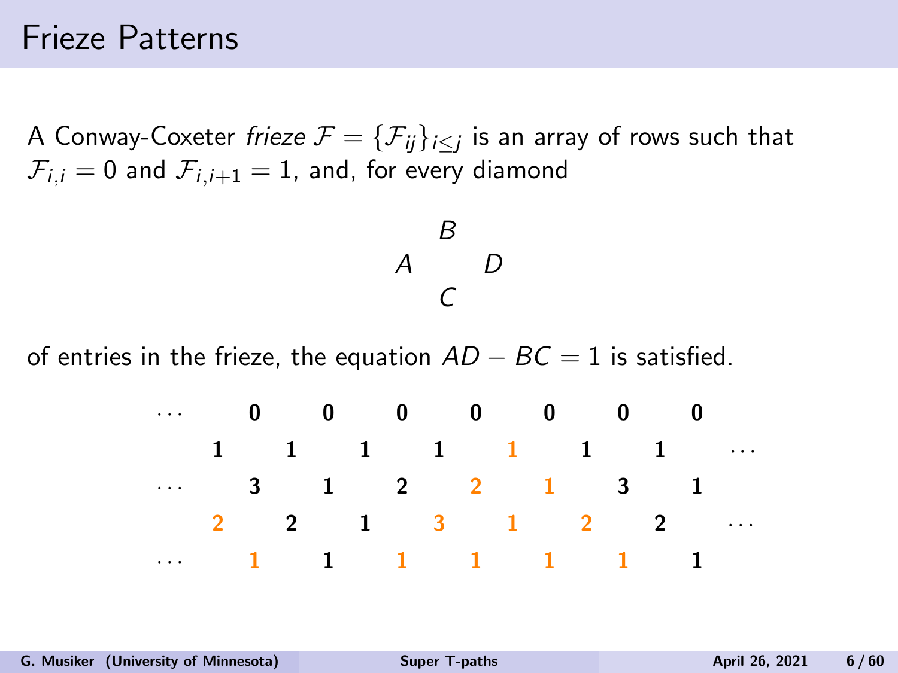# Frieze Patterns

A Conway-Coxeter *frieze* $\mathcal{F} = \{\mathcal{F}_{ij}\}_{i \leq j}$ is an array of rows such that $\mathcal{F}_{i,i} = 0$ and $\mathcal{F}_{i,i+1} = 1$, and, for every diamond

$$\begin{array}{ccc} & B & \\ A & & D \\ & C & \end{array}$$

of entries in the frieze, the equation $AD - BC = 1$ is satisfied.

```
···     0     0     0     0     0     0     0
     1     1     1     1     1     1     1     ···
···     3     1     2     2     1     3     1
     2     2     1     3     1     2     2     ···
···     1     1     1     1     1     1     1
```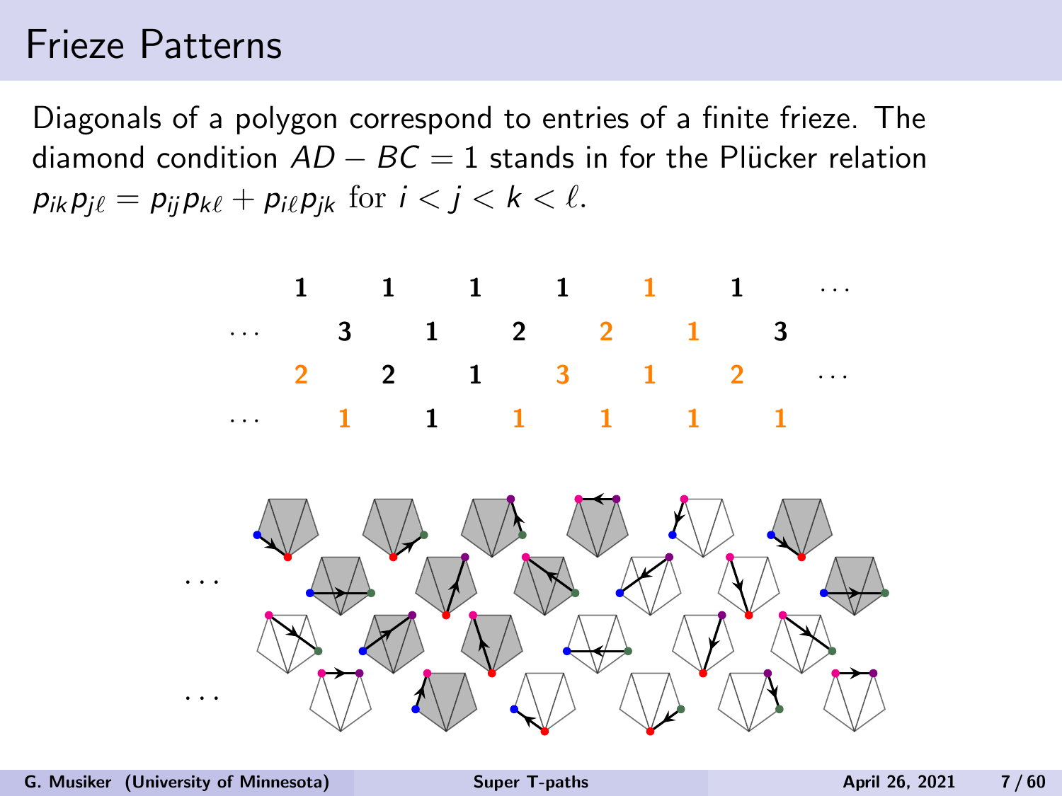# Frieze Patterns

Diagonals of a polygon correspond to entries of a finite frieze. The diamond condition $AD - BC = 1$ stands in for the Plücker relation $p_{ik}p_{j\ell} = p_{ij}p_{k\ell} + p_{i\ell}p_{jk}$ for $i < j < k < \ell$.

```
     1     1     1     1     1     1     ···
···     3     1     2     2     1     3
     2     2     1     3     1     2     ···
···     1     1     1     1     1     1
```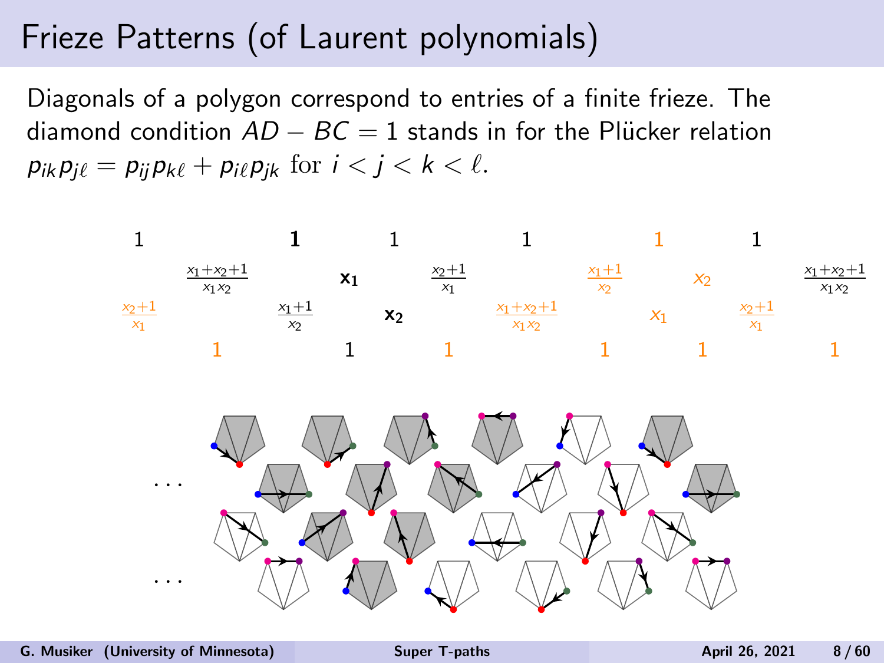# Frieze Patterns (of Laurent polynomials)

Diagonals of a polygon correspond to entries of a finite frieze. The diamond condition $AD - BC = 1$ stands in for the Plücker relation $p_{ik}p_{j\ell} = p_{ij}p_{k\ell} + p_{i\ell}p_{jk}$ for $i < j < k < \ell$.

1 **1** 1 1 1 1

$\frac{x_1+x_2+1}{x_1x_2}$ $\mathbf{x_1}$ $\frac{x_2+1}{x_1}$ $\frac{x_1+1}{x_2}$ $x_2$ $\frac{x_1+x_2+1}{x_1x_2}$

$\frac{x_2+1}{x_1}$ $\frac{x_1+1}{x_2}$ $\mathbf{x_2}$ $\frac{x_1+x_2+1}{x_1x_2}$ $x_1$ $\frac{x_2+1}{x_1}$

1 1 1 1 1 1

. . .

. . .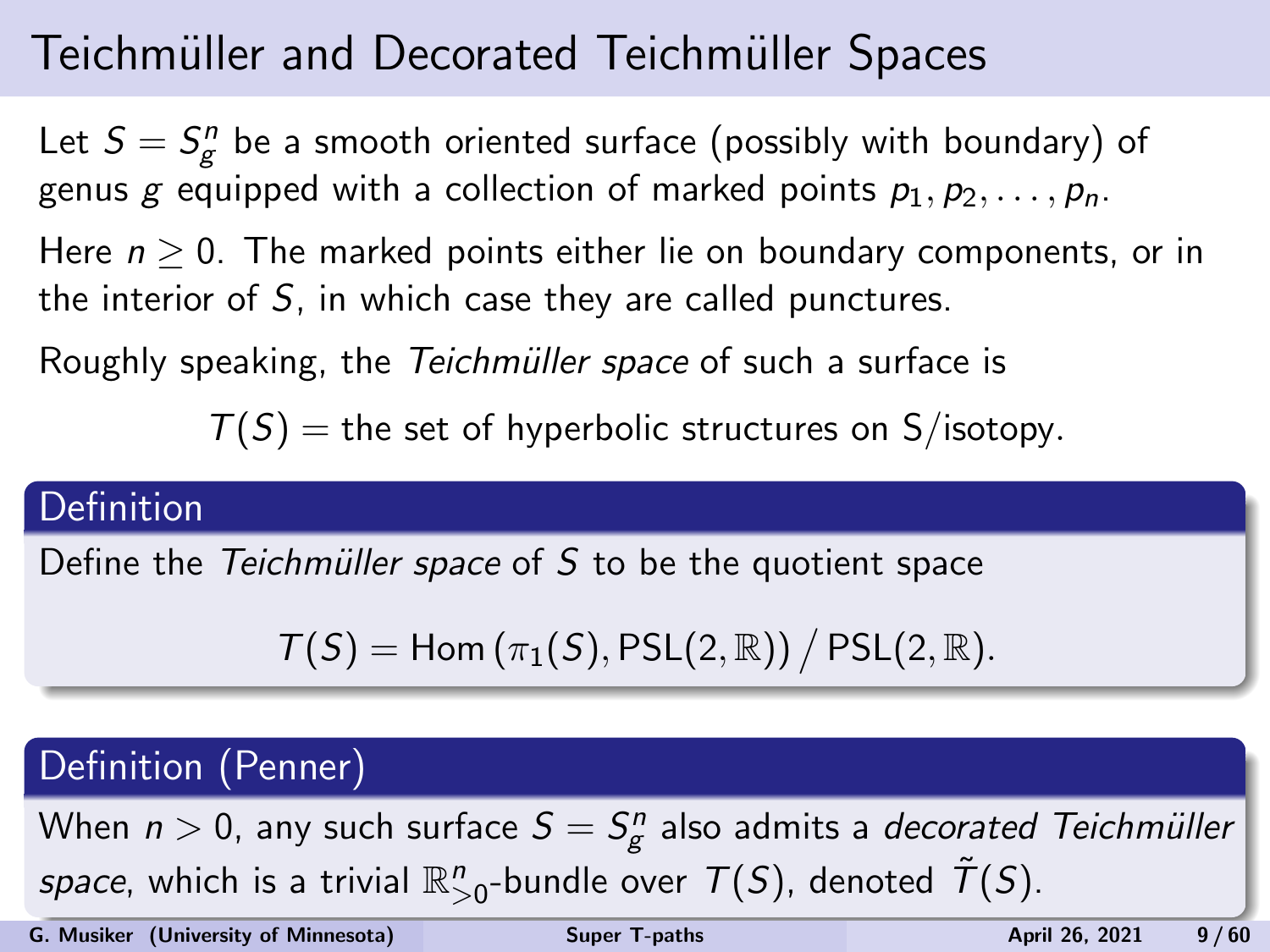# Teichmüller and Decorated Teichmüller Spaces

Let $S = S_g^n$ be a smooth oriented surface (possibly with boundary) of genus $g$ equipped with a collection of marked points $p_1, p_2, \ldots, p_n$.

Here $n \geq 0$. The marked points either lie on boundary components, or in the interior of $S$, in which case they are called punctures.

Roughly speaking, the *Teichmüller space* of such a surface is

$$T(S) = \text{the set of hyperbolic structures on S/isotopy.}$$

**Definition**

Define the *Teichmüller space* of $S$ to be the quotient space

$$T(S) = \mathrm{Hom}\left(\pi_1(S), \mathrm{PSL}(2, \mathbb{R})\right) / \mathrm{PSL}(2, \mathbb{R}).$$

**Definition (Penner)**

When $n > 0$, any such surface $S = S_g^n$ also admits a *decorated Teichmüller space*, which is a trivial $\mathbb{R}^n_{>0}$-bundle over $T(S)$, denoted $\tilde{T}(S)$.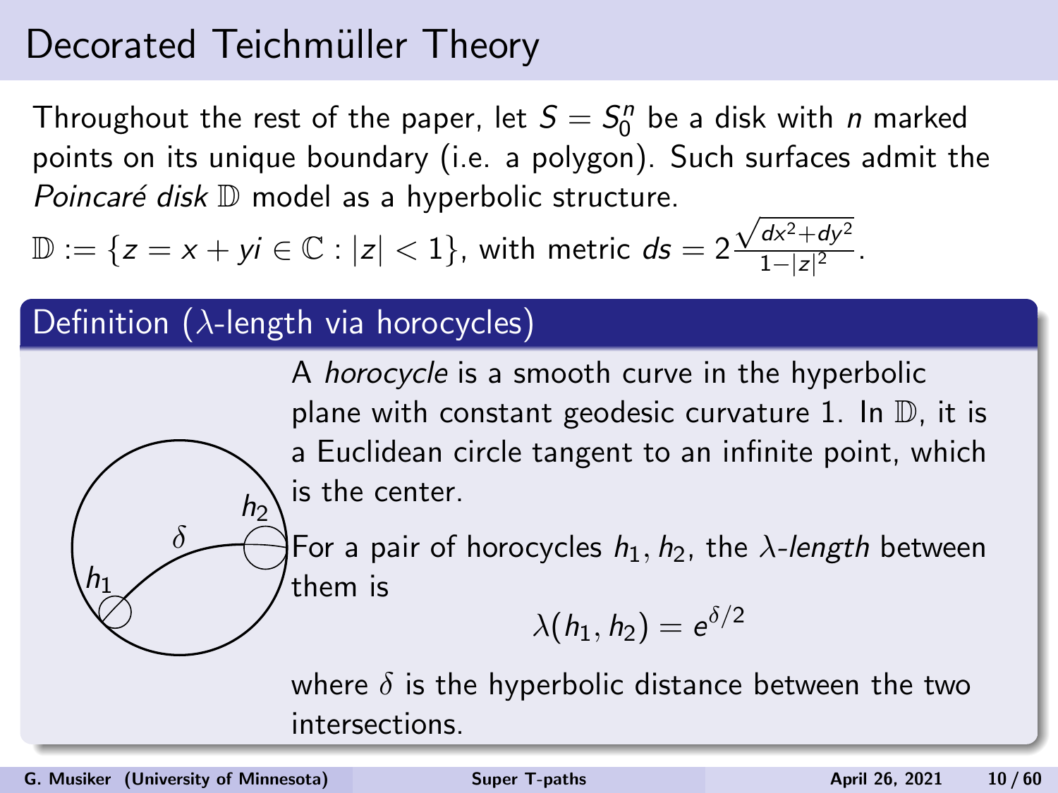# Decorated Teichmüller Theory

Throughout the rest of the paper, let $S = S_0^n$ be a disk with $n$ marked points on its unique boundary (i.e. a polygon). Such surfaces admit the *Poincaré disk* $\mathbb{D}$ model as a hyperbolic structure.

$\mathbb{D} := \{z = x + yi \in \mathbb{C} : |z| < 1\}$, with metric $ds = 2\frac{\sqrt{dx^2+dy^2}}{1-|z|^2}$.

## Definition ($\lambda$-length via horocycles)

$h_2$

$\delta$

$h_1$

A *horocycle* is a smooth curve in the hyperbolic plane with constant geodesic curvature 1. In $\mathbb{D}$, it is a Euclidean circle tangent to an infinite point, which is the center.

For a pair of horocycles $h_1, h_2$, the $\lambda$-*length* between them is

$$\lambda(h_1, h_2) = e^{\delta/2}$$

where $\delta$ is the hyperbolic distance between the two intersections.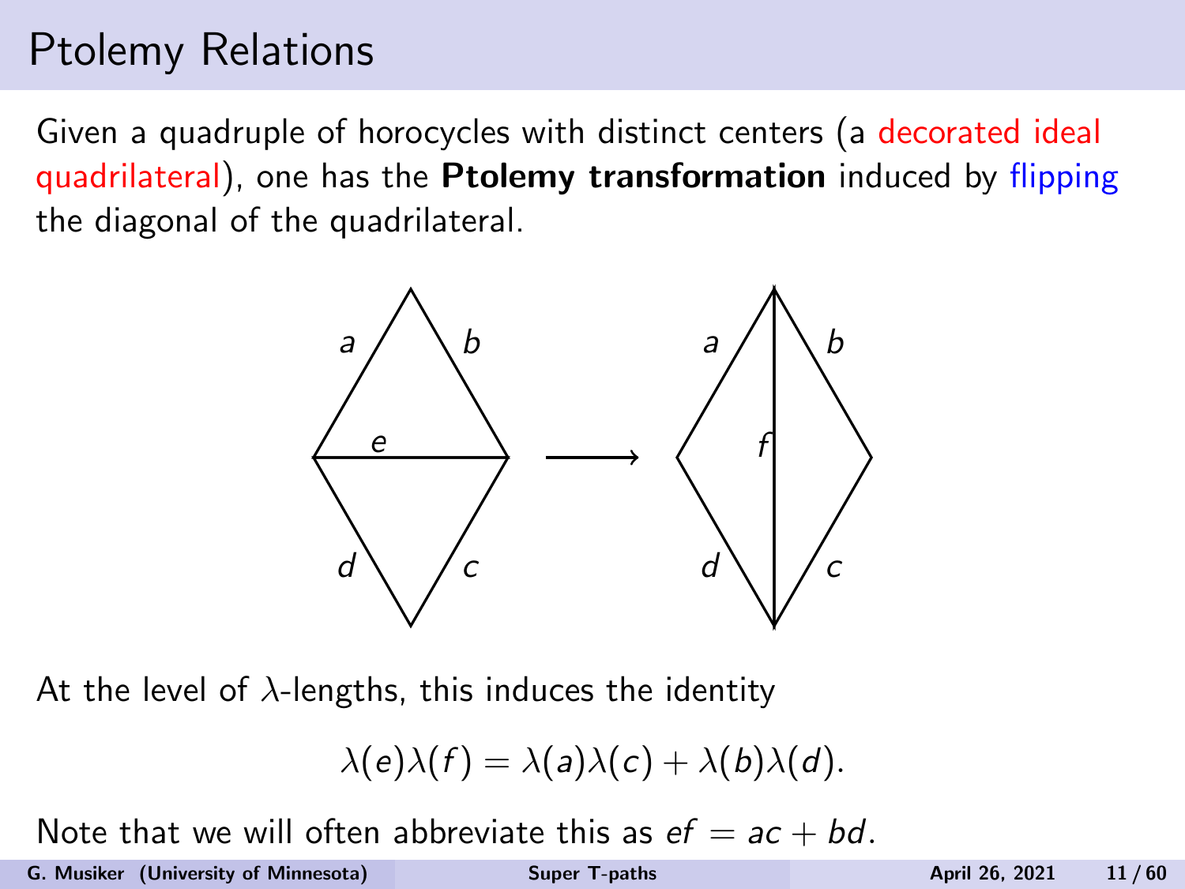# Ptolemy Relations

Given a quadruple of horocycles with distinct centers (a decorated ideal quadrilateral), one has the **Ptolemy transformation** induced by flipping the diagonal of the quadrilateral.

a b e d c ⟶ a b f d c

At the level of $\lambda$-lengths, this induces the identity

$$\lambda(e)\lambda(f) = \lambda(a)\lambda(c) + \lambda(b)\lambda(d).$$

Note that we will often abbreviate this as $ef = ac + bd$.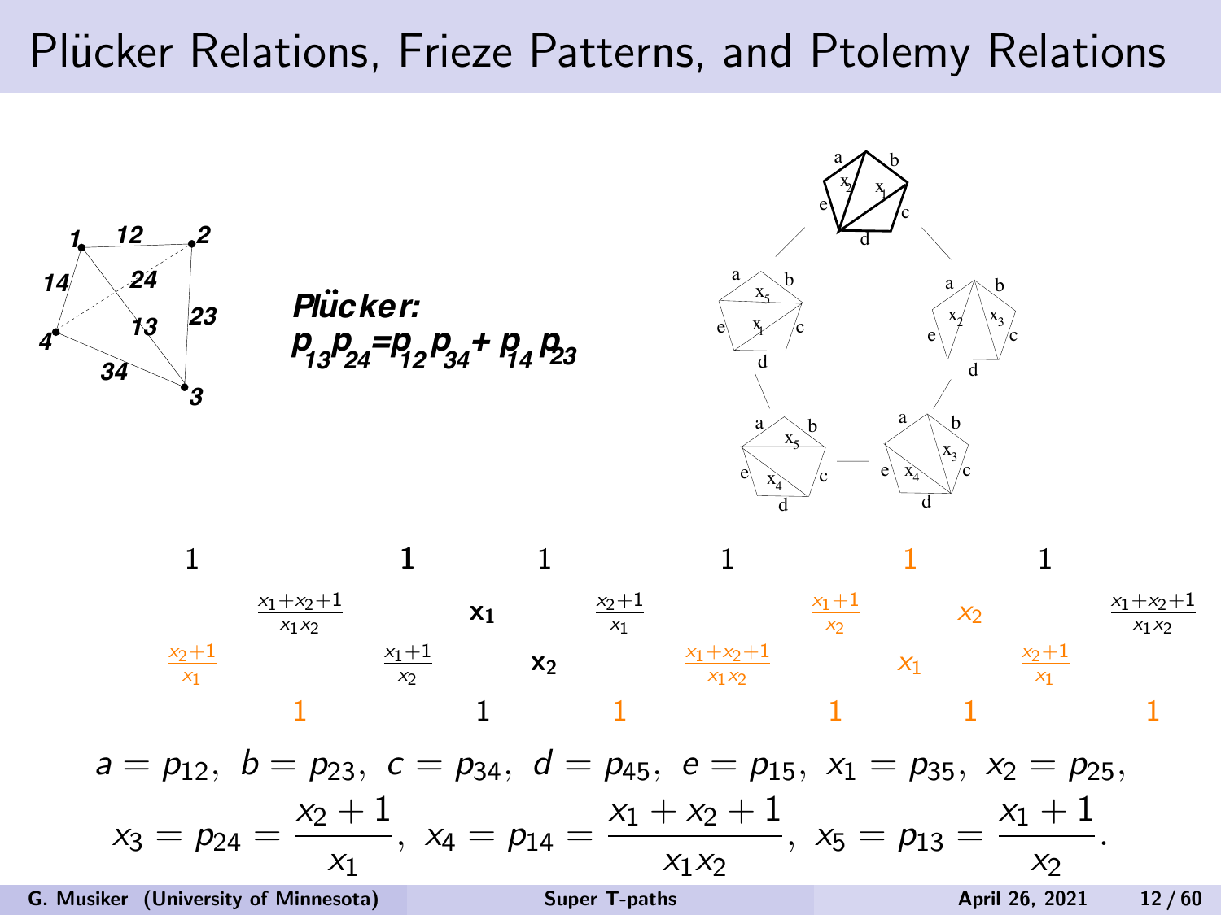# Plücker Relations, Frieze Patterns, and Ptolemy Relations

1 12 2
14 24 23
13
4 34 3

***Plücker:***
$$p_{13}p_{24} = p_{12}p_{34} + p_{14}p_{23}$$

1 $\quad$ **1** $\quad$ 1 $\quad$ 1 $\quad$ 1 $\quad$ 1

$\frac{x_1+x_2+1}{x_1x_2}$ $\quad$ $\mathbf{x_1}$ $\quad$ $\frac{x_2+1}{x_1}$ $\quad$ $\frac{x_1+1}{x_2}$ $\quad$ $x_2$ $\quad$ $\frac{x_1+x_2+1}{x_1x_2}$

$\frac{x_2+1}{x_1}$ $\quad$ $\frac{x_1+1}{x_2}$ $\quad$ $\mathbf{x_2}$ $\quad$ $\frac{x_1+x_2+1}{x_1x_2}$ $\quad$ $x_1$ $\quad$ $\frac{x_2+1}{x_1}$

1 $\quad$ 1 $\quad$ 1 $\quad$ 1 $\quad$ 1 $\quad$ 1

$$a = p_{12},\ b = p_{23},\ c = p_{34},\ d = p_{45},\ e = p_{15},\ x_1 = p_{35},\ x_2 = p_{25},$$

$$x_3 = p_{24} = \frac{x_2+1}{x_1},\ x_4 = p_{14} = \frac{x_1+x_2+1}{x_1x_2},\ x_5 = p_{13} = \frac{x_1+1}{x_2}.$$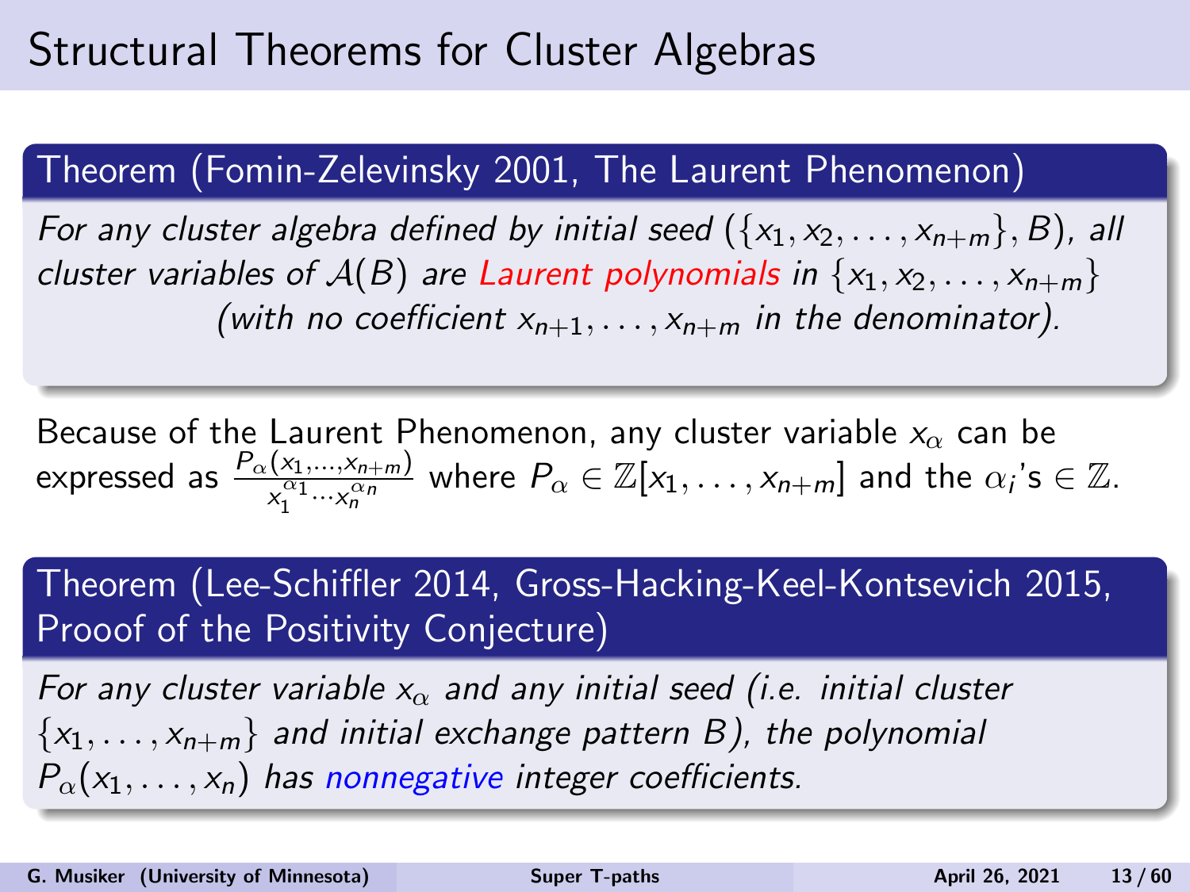# Structural Theorems for Cluster Algebras

**Theorem (Fomin-Zelevinsky 2001, The Laurent Phenomenon)**

*For any cluster algebra defined by initial seed $(\{x_1, x_2, \ldots, x_{n+m}\}, B)$, all cluster variables of $\mathcal{A}(B)$ are Laurent polynomials in $\{x_1, x_2, \ldots, x_{n+m}\}$ (with no coefficient $x_{n+1}, \ldots, x_{n+m}$ in the denominator).*

Because of the Laurent Phenomenon, any cluster variable $x_\alpha$ can be expressed as $\frac{P_\alpha(x_1,\ldots,x_{n+m})}{x_1^{\alpha_1}\cdots x_n^{\alpha_n}}$ where $P_\alpha \in \mathbb{Z}[x_1, \ldots, x_{n+m}]$ and the $\alpha_i$'s $\in \mathbb{Z}$.

**Theorem (Lee-Schiffler 2014, Gross-Hacking-Keel-Kontsevich 2015, Prooof of the Positivity Conjecture)**

*For any cluster variable $x_\alpha$ and any initial seed (i.e. initial cluster $\{x_1, \ldots, x_{n+m}\}$ and initial exchange pattern $B$), the polynomial $P_\alpha(x_1, \ldots, x_n)$ has nonnegative integer coefficients.*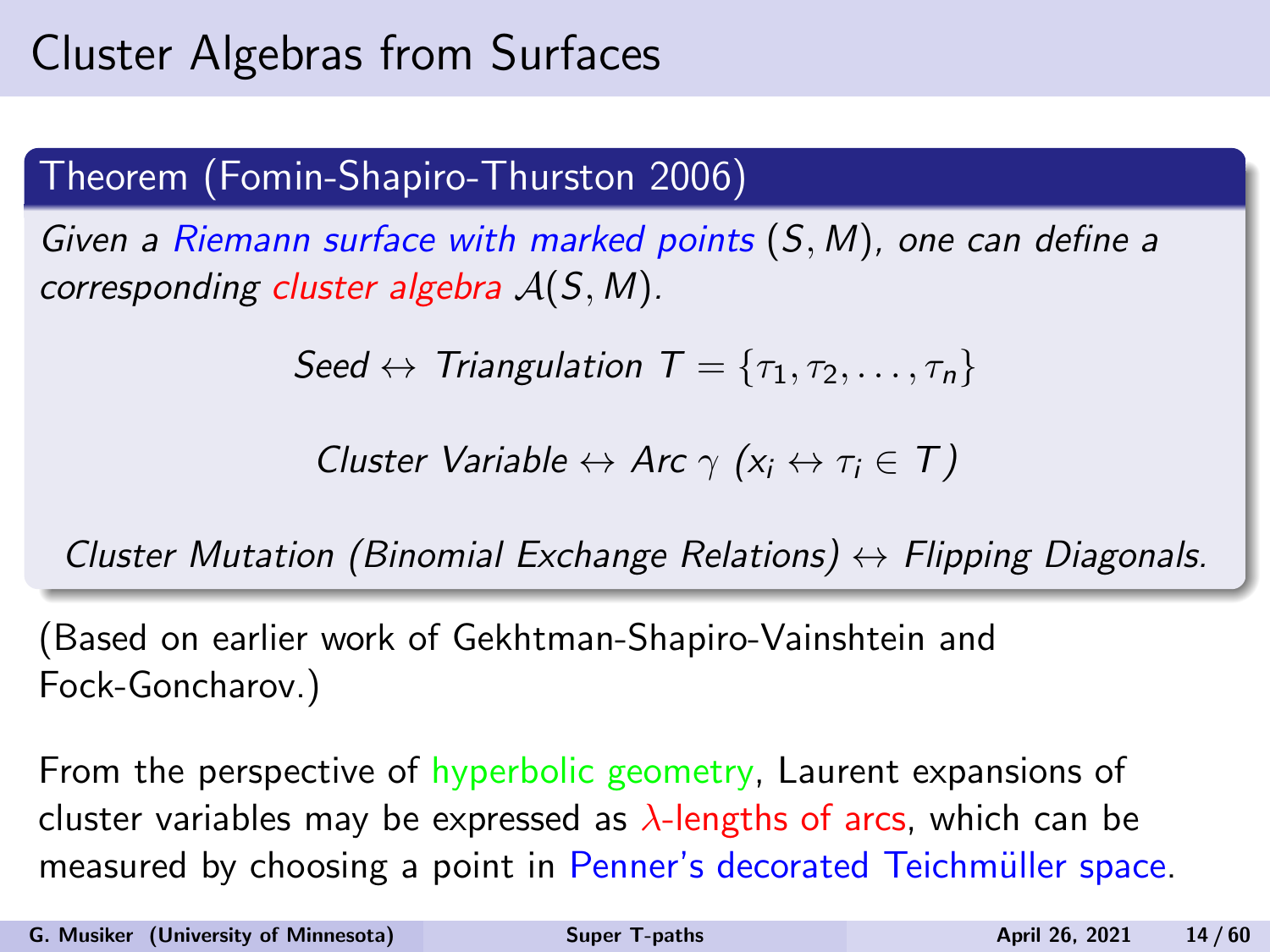# Cluster Algebras from Surfaces

**Theorem (Fomin-Shapiro-Thurston 2006)**

*Given a Riemann surface with marked points $(S, M)$, one can define a corresponding cluster algebra $\mathcal{A}(S, M)$.*

$$\textit{Seed} \leftrightarrow \textit{Triangulation } T = \{\tau_1, \tau_2, \ldots, \tau_n\}$$

$$\textit{Cluster Variable} \leftrightarrow \textit{Arc } \gamma \ (x_i \leftrightarrow \tau_i \in T)$$

*Cluster Mutation (Binomial Exchange Relations)* $\leftrightarrow$ *Flipping Diagonals.*

(Based on earlier work of Gekhtman-Shapiro-Vainshtein and Fock-Goncharov.)

From the perspective of hyperbolic geometry, Laurent expansions of cluster variables may be expressed as $\lambda$-lengths of arcs, which can be measured by choosing a point in Penner's decorated Teichmüller space.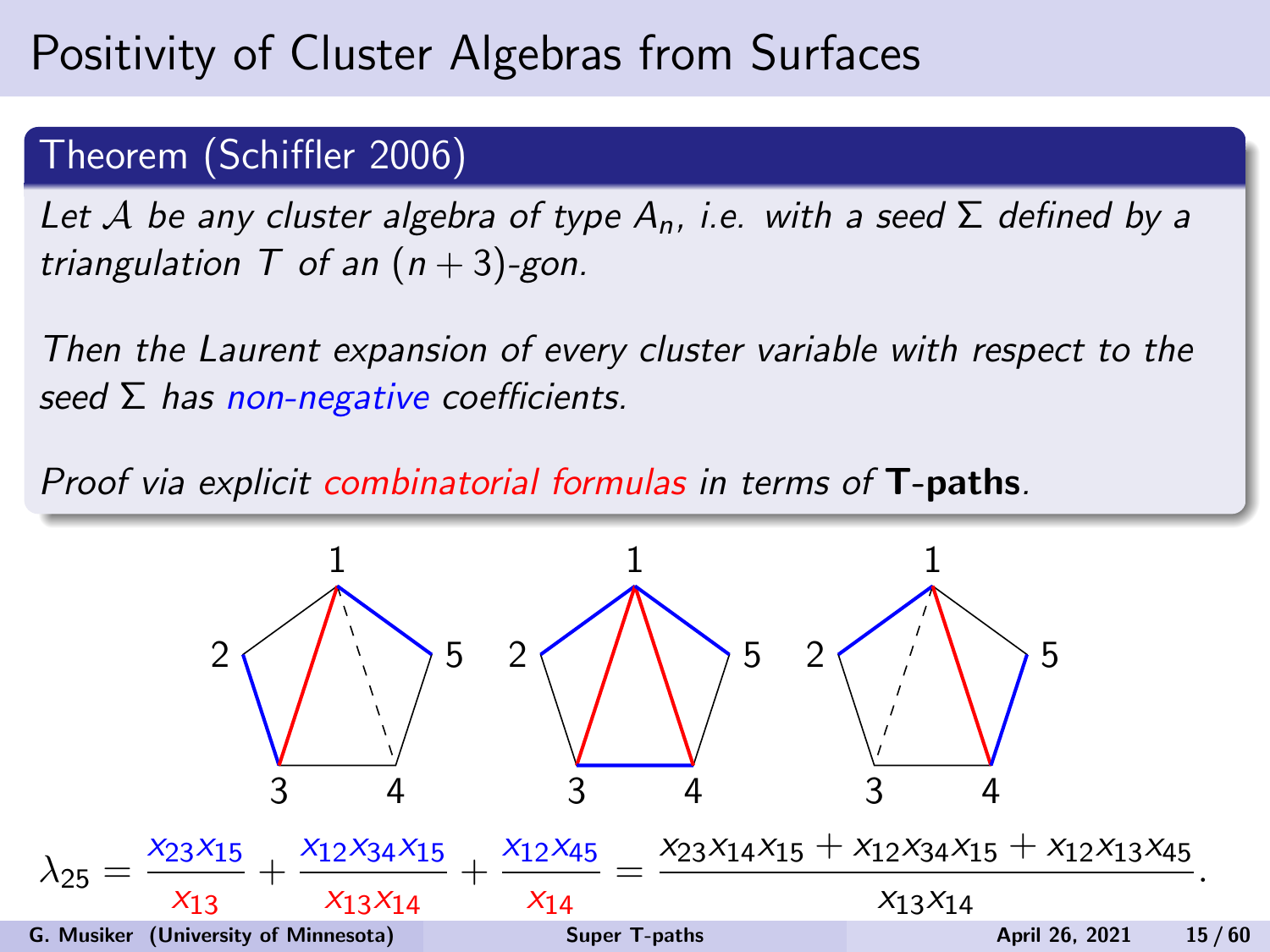# Positivity of Cluster Algebras from Surfaces

## Theorem (Schiffler 2006)

*Let $\mathcal{A}$ be any cluster algebra of type $A_n$, i.e. with a seed $\Sigma$ defined by a triangulation $T$ of an $(n+3)$-gon.*

*Then the Laurent expansion of every cluster variable with respect to the seed $\Sigma$ has non-negative coefficients.*

*Proof via explicit combinatorial formulas in terms of **T-paths**.*

1 2 5 3 4

1 2 5 3 4

1 2 5 3 4

$$\lambda_{25} = \frac{x_{23}x_{15}}{x_{13}} + \frac{x_{12}x_{34}x_{15}}{x_{13}x_{14}} + \frac{x_{12}x_{45}}{x_{14}} = \frac{x_{23}x_{14}x_{15} + x_{12}x_{34}x_{15} + x_{12}x_{13}x_{45}}{x_{13}x_{14}}.$$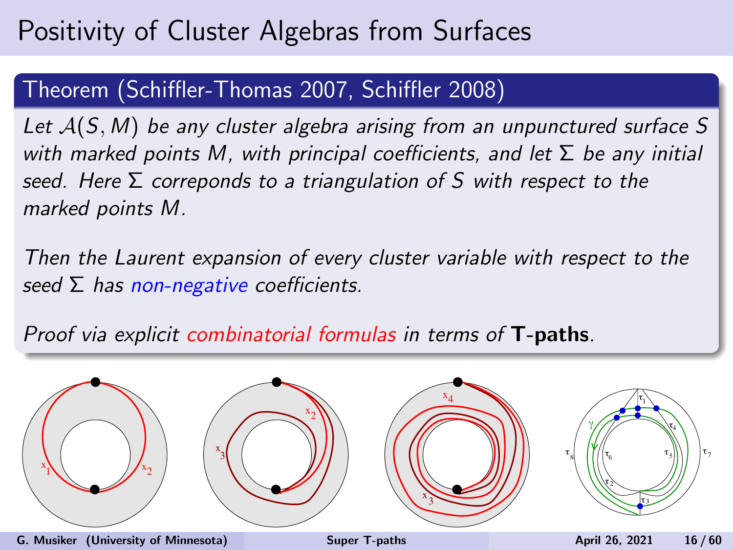# Positivity of Cluster Algebras from Surfaces

## Theorem (Schiffler-Thomas 2007, Schiffler 2008)

*Let $\mathcal{A}(S, M)$ be any cluster algebra arising from an unpunctured surface $S$ with marked points $M$, with principal coefficients, and let $\Sigma$ be any initial seed. Here $\Sigma$ correponds to a triangulation of $S$ with respect to the marked points $M$.*

*Then the Laurent expansion of every cluster variable with respect to the seed $\Sigma$ has non-negative coefficients.*

*Proof via explicit combinatorial formulas in terms of* **T-paths**.

$x_1$ $x_2$

$x_3$ $x_2$

$x_4$ $x_3$

$\tau_1$ $\gamma$ $\tau_4$ $\tau_8$ $\tau_6$ $\tau_5$ $\tau_7$ $\tau_2$ $\tau_3$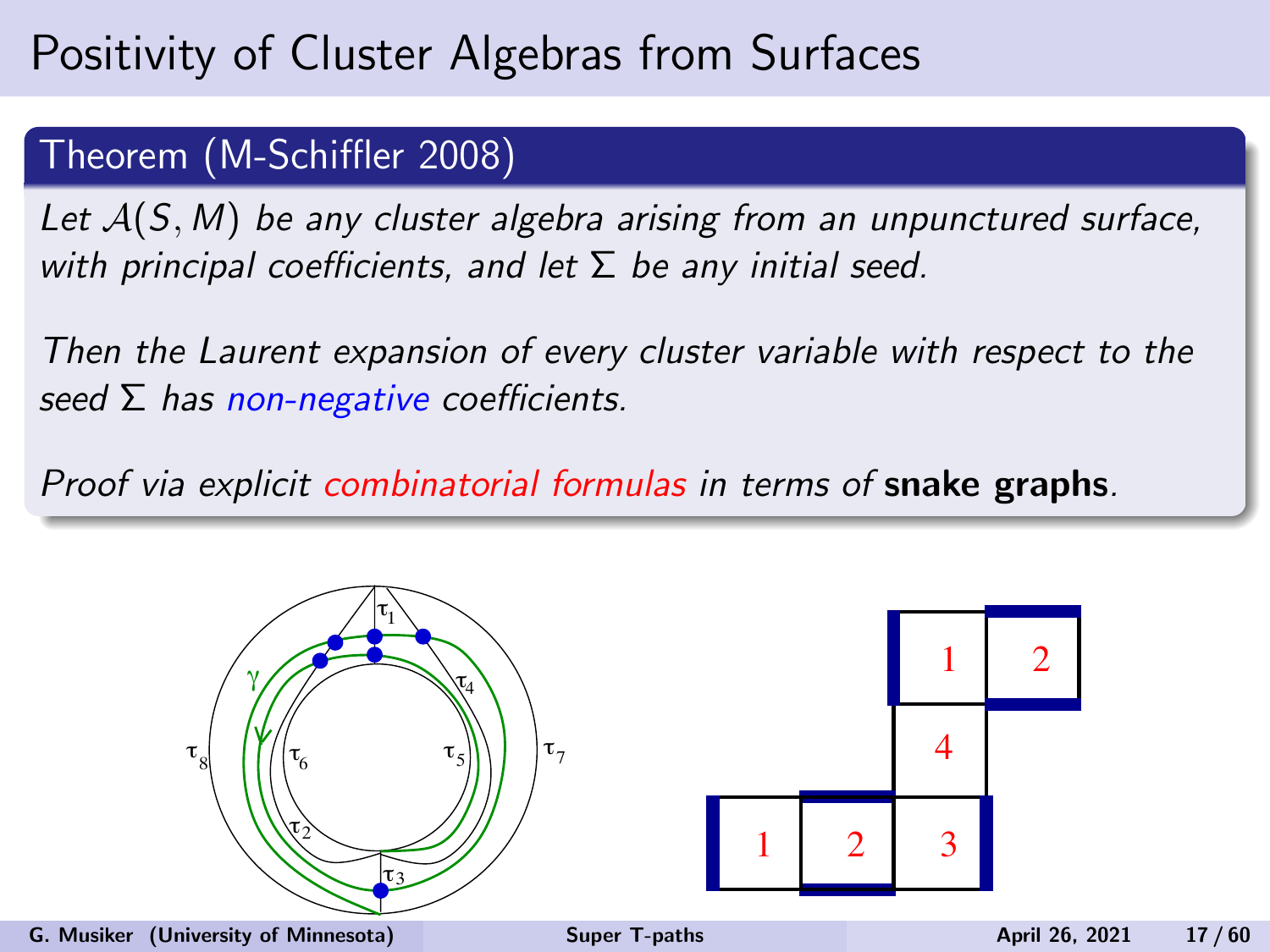# Positivity of Cluster Algebras from Surfaces

## Theorem (M-Schiffler 2008)

*Let $\mathcal{A}(S, M)$ be any cluster algebra arising from an unpunctured surface, with principal coefficients, and let $\Sigma$ be any initial seed.*

*Then the Laurent expansion of every cluster variable with respect to the seed $\Sigma$ has non-negative coefficients.*

*Proof via explicit combinatorial formulas in terms of* **snake graphs**.

$\tau_1$ $\tau_4$ $\tau_7$ $\tau_8$ $\tau_6$ $\tau_5$ $\tau_2$ $\tau_3$ $\gamma$

1 2 4 1 2 3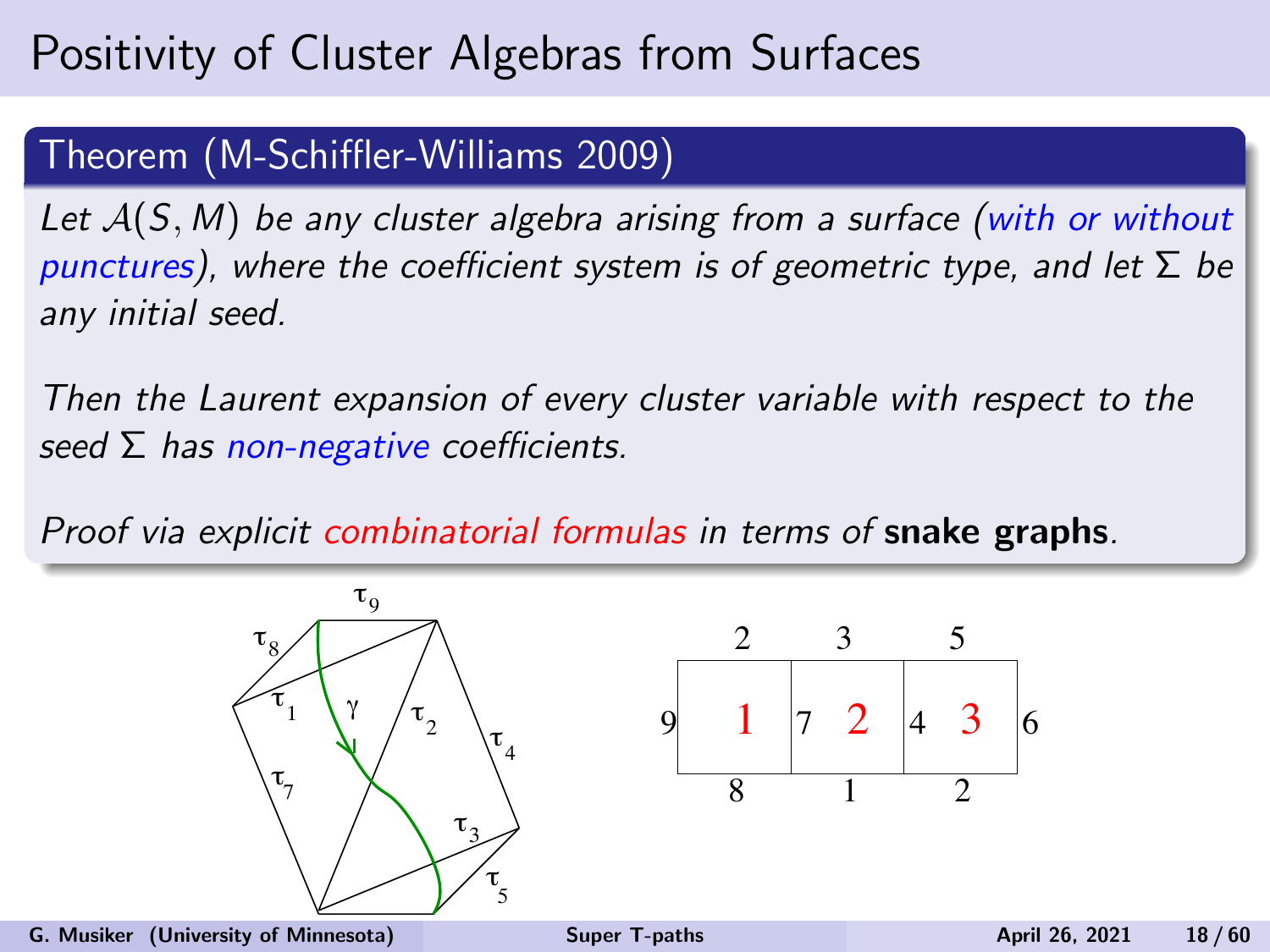# Positivity of Cluster Algebras from Surfaces

## Theorem (M-Schiffler-Williams 2009)

*Let $\mathcal{A}(S, M)$ be any cluster algebra arising from a surface (with or without punctures), where the coefficient system is of geometric type, and let $\Sigma$ be any initial seed.*

*Then the Laurent expansion of every cluster variable with respect to the seed $\Sigma$ has non-negative coefficients.*

*Proof via explicit combinatorial formulas in terms of* **snake graphs**.

$\tau_9$ $\tau_8$ $\tau_1$ $\gamma$ $\tau_2$ $\tau_4$ $\tau_7$ $\tau_3$ $\tau_5$

2 3 5
9 1 7 2 4 3 6
8 1 2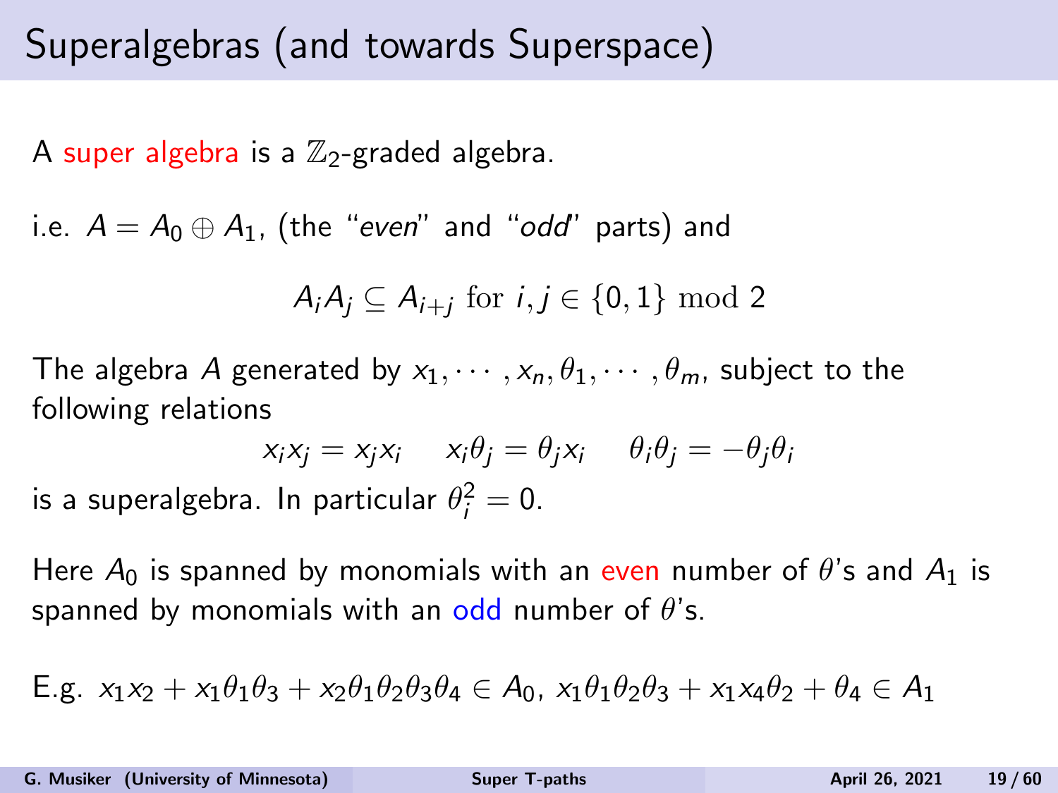# Superalgebras (and towards Superspace)

A super algebra is a $\mathbb{Z}_2$-graded algebra.

i.e. $A = A_0 \oplus A_1$, (the "*even*" and "*odd*" parts) and

$$A_i A_j \subseteq A_{i+j} \text{ for } i, j \in \{0, 1\} \bmod 2$$

The algebra $A$ generated by $x_1, \cdots, x_n, \theta_1, \cdots, \theta_m$, subject to the following relations

$$x_i x_j = x_j x_i \quad x_i \theta_j = \theta_j x_i \quad \theta_i \theta_j = -\theta_j \theta_i$$

is a superalgebra. In particular $\theta_i^2 = 0$.

Here $A_0$ is spanned by monomials with an even number of $\theta$'s and $A_1$ is spanned by monomials with an odd number of $\theta$'s.

E.g. $x_1 x_2 + x_1 \theta_1 \theta_3 + x_2 \theta_1 \theta_2 \theta_3 \theta_4 \in A_0$, $x_1 \theta_1 \theta_2 \theta_3 + x_1 x_4 \theta_2 + \theta_4 \in A_1$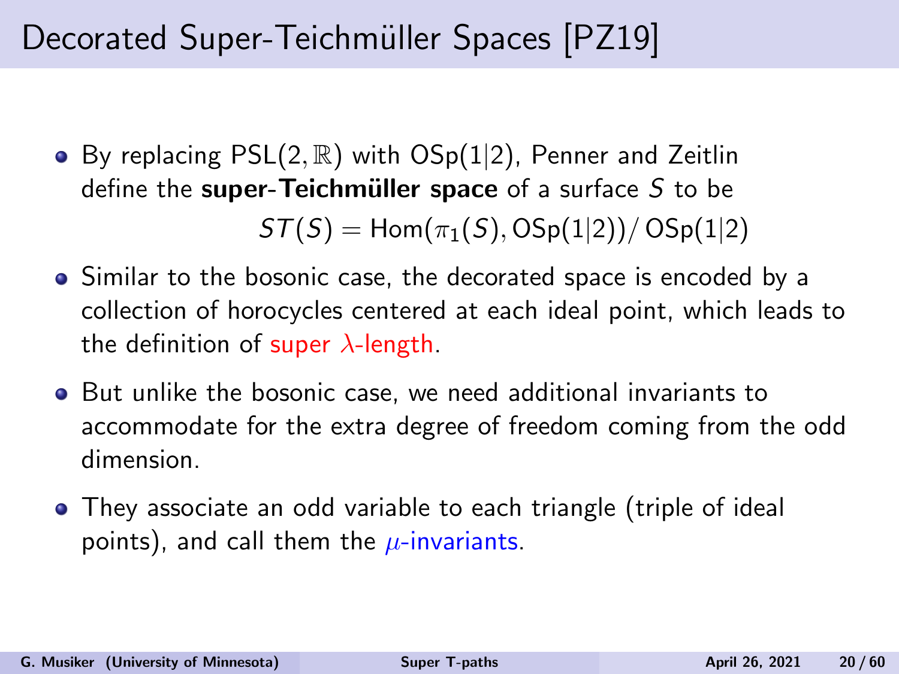# Decorated Super-Teichmüller Spaces [PZ19]

- By replacing $\mathrm{PSL}(2,\mathbb{R})$ with $\mathrm{OSp}(1|2)$, Penner and Zeitlin define the **super-Teichmüller space** of a surface $S$ to be
$$ST(S) = \mathrm{Hom}(\pi_1(S), \mathrm{OSp}(1|2)) / \mathrm{OSp}(1|2)$$
- Similar to the bosonic case, the decorated space is encoded by a collection of horocycles centered at each ideal point, which leads to the definition of super $\lambda$-length.
- But unlike the bosonic case, we need additional invariants to accommodate for the extra degree of freedom coming from the odd dimension.
- They associate an odd variable to each triangle (triple of ideal points), and call them the $\mu$-invariants.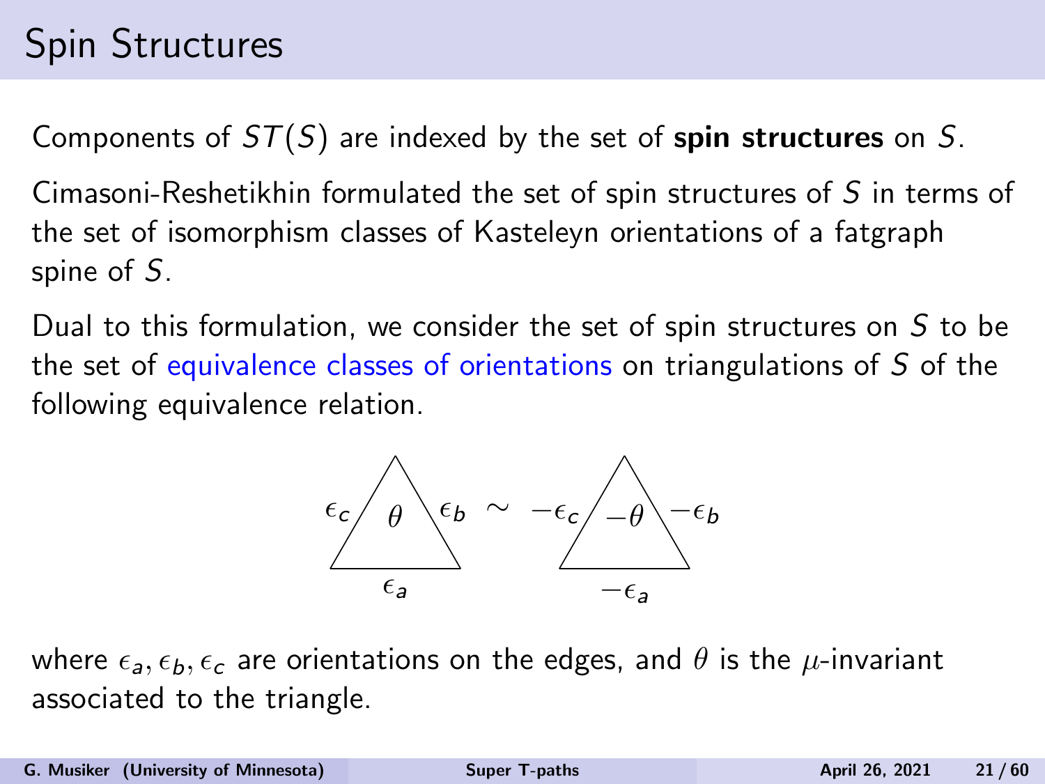# Spin Structures

Components of $ST(S)$ are indexed by the set of **spin structures** on $S$.

Cimasoni-Reshetikhin formulated the set of spin structures of $S$ in terms of the set of isomorphism classes of Kasteleyn orientations of a fatgraph spine of $S$.

Dual to this formulation, we consider the set of spin structures on $S$ to be the set of equivalence classes of orientations on triangulations of $S$ of the following equivalence relation.

$\epsilon_c$ $\theta$ $\epsilon_b$ $\sim$ $-\epsilon_c$ $-\theta$ $-\epsilon_b$

$\epsilon_a$ $-\epsilon_a$

where $\epsilon_a, \epsilon_b, \epsilon_c$ are orientations on the edges, and $\theta$ is the $\mu$-invariant associated to the triangle.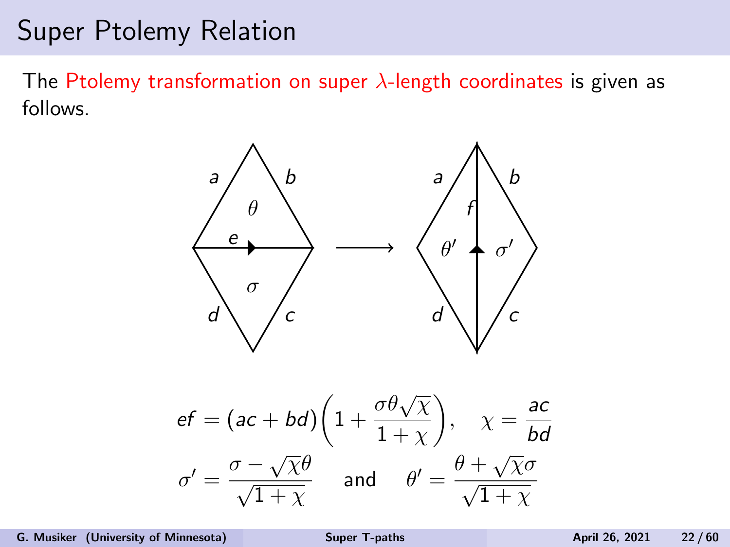# Super Ptolemy Relation

The Ptolemy transformation on super $\lambda$-length coordinates is given as follows.

$a$ $b$ $\theta$ $e$ $\sigma$ $d$ $c$ $\longrightarrow$ $a$ $b$ $f$ $\theta'$ $\sigma'$ $d$ $c$

$$ef = (ac + bd)\left(1 + \frac{\sigma\theta\sqrt{\chi}}{1+\chi}\right), \quad \chi = \frac{ac}{bd}$$

$$\sigma' = \frac{\sigma - \sqrt{\chi}\theta}{\sqrt{1+\chi}} \quad \text{and} \quad \theta' = \frac{\theta + \sqrt{\chi}\sigma}{\sqrt{1+\chi}}$$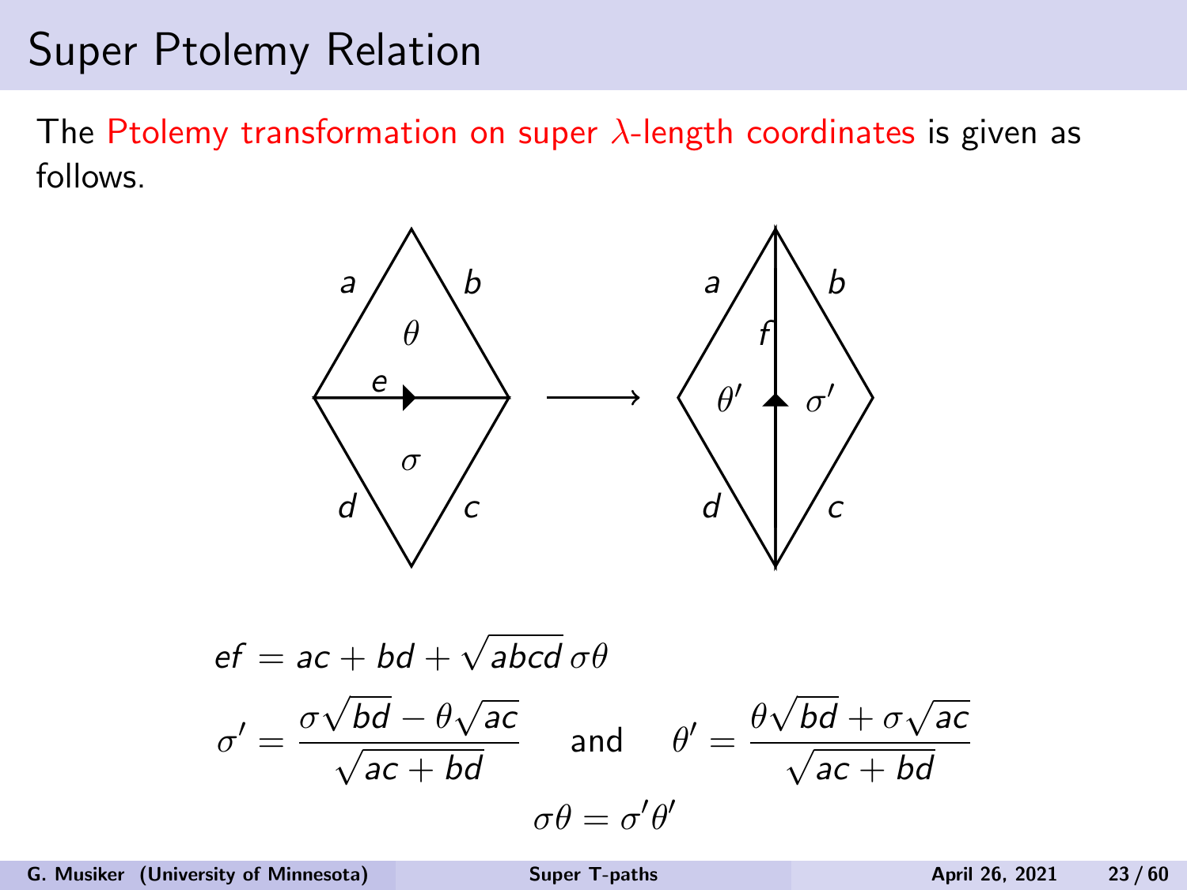# Super Ptolemy Relation

The Ptolemy transformation on super $\lambda$-length coordinates is given as follows.

$$ef = ac + bd + \sqrt{abcd}\,\sigma\theta$$

$$\sigma' = \frac{\sigma\sqrt{bd} - \theta\sqrt{ac}}{\sqrt{ac+bd}} \quad \text{and} \quad \theta' = \frac{\theta\sqrt{bd} + \sigma\sqrt{ac}}{\sqrt{ac+bd}}$$

$$\sigma\theta = \sigma'\theta'$$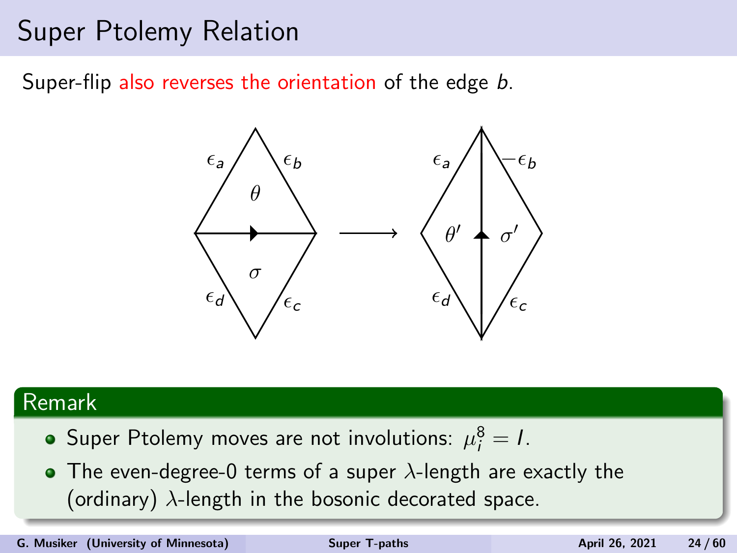# Super Ptolemy Relation

Super-flip also reverses the orientation of the edge $b$.

$\epsilon_a$ $\epsilon_b$ $\theta$ $\sigma$ $\epsilon_d$ $\epsilon_c$ $\longrightarrow$ $\epsilon_a$ $-\epsilon_b$ $\theta'$ $\sigma'$ $\epsilon_d$ $\epsilon_c$

## Remark

- Super Ptolemy moves are not involutions: $\mu_i^8 = I$.
- The even-degree-0 terms of a super $\lambda$-length are exactly the (ordinary) $\lambda$-length in the bosonic decorated space.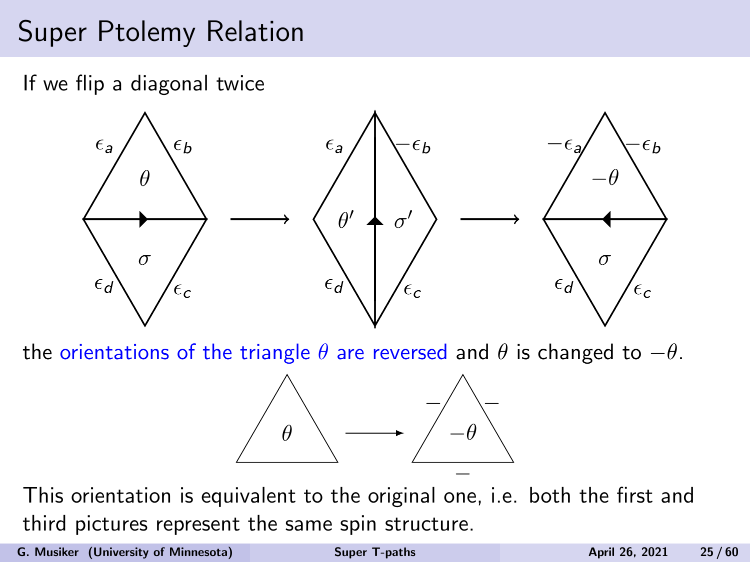# Super Ptolemy Relation

If we flip a diagonal twice

$\epsilon_a$ $\epsilon_b$ $\theta$ $\sigma$ $\epsilon_d$ $\epsilon_c$ ⟶ $\epsilon_a$ $-\epsilon_b$ $\theta'$ $\sigma'$ $\epsilon_d$ $\epsilon_c$ ⟶ $-\epsilon_a$ $-\epsilon_b$ $-\theta$ $\sigma$ $\epsilon_d$ $\epsilon_c$

the orientations of the triangle $\theta$ are reversed and $\theta$ is changed to $-\theta$.

$\theta$ ⟶ $-\theta$ (with $-$ on each side)

This orientation is equivalent to the original one, i.e. both the first and third pictures represent the same spin structure.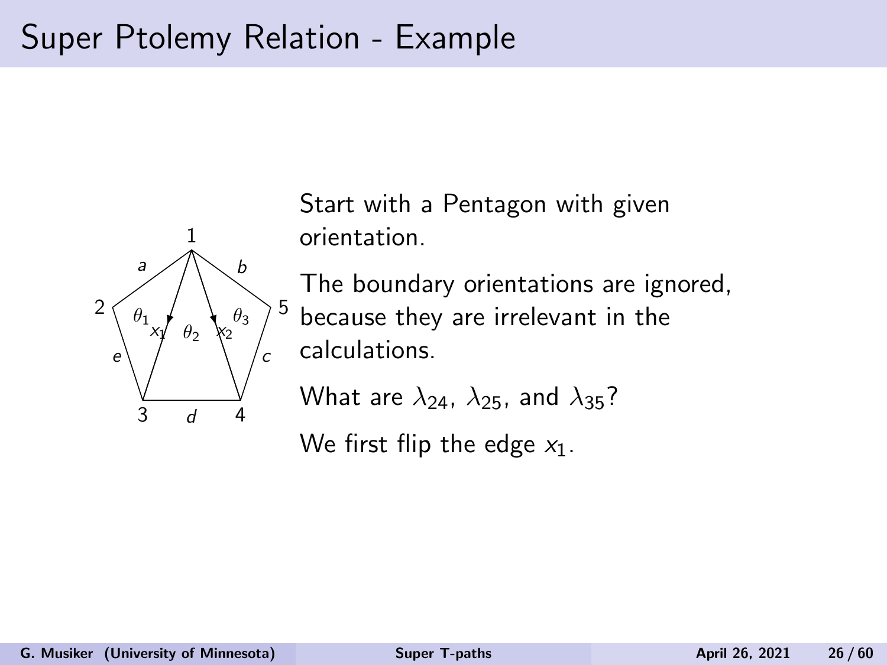# Super Ptolemy Relation - Example

Start with a Pentagon with given orientation.

The boundary orientations are ignored, because they are irrelevant in the calculations.

What are $\lambda_{24}$, $\lambda_{25}$, and $\lambda_{35}$?

We first flip the edge $x_1$.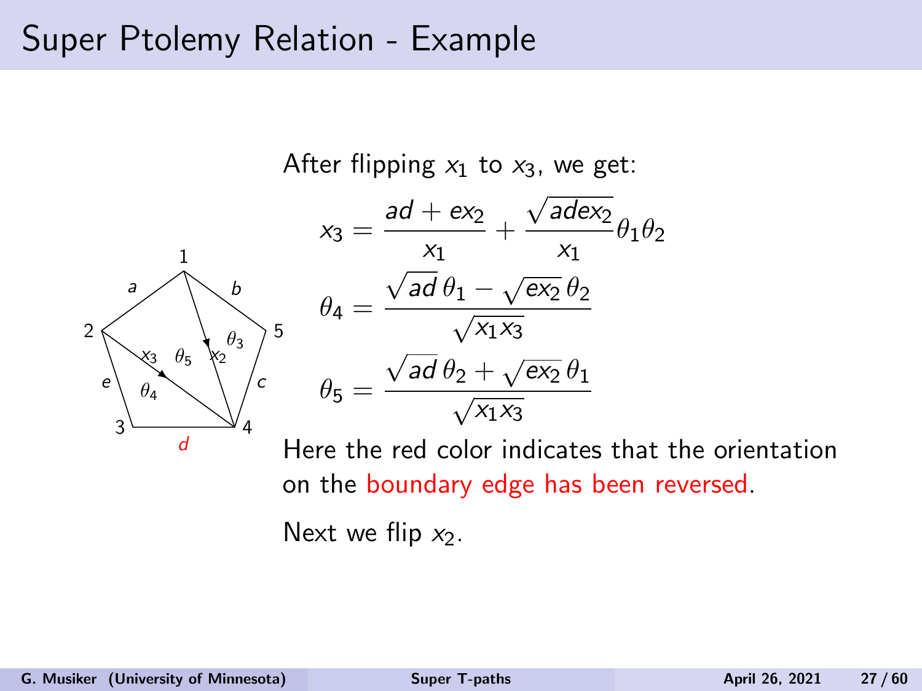# Super Ptolemy Relation - Example

After flipping $x_1$ to $x_3$, we get:

$$x_3 = \frac{ad + ex_2}{x_1} + \frac{\sqrt{adex_2}}{x_1}\theta_1\theta_2$$

$$\theta_4 = \frac{\sqrt{ad}\,\theta_1 - \sqrt{ex_2}\,\theta_2}{\sqrt{x_1 x_3}}$$

$$\theta_5 = \frac{\sqrt{ad}\,\theta_2 + \sqrt{ex_2}\,\theta_1}{\sqrt{x_1 x_3}}$$

Here the red color indicates that the orientation on the boundary edge has been reversed.

Next we flip $x_2$.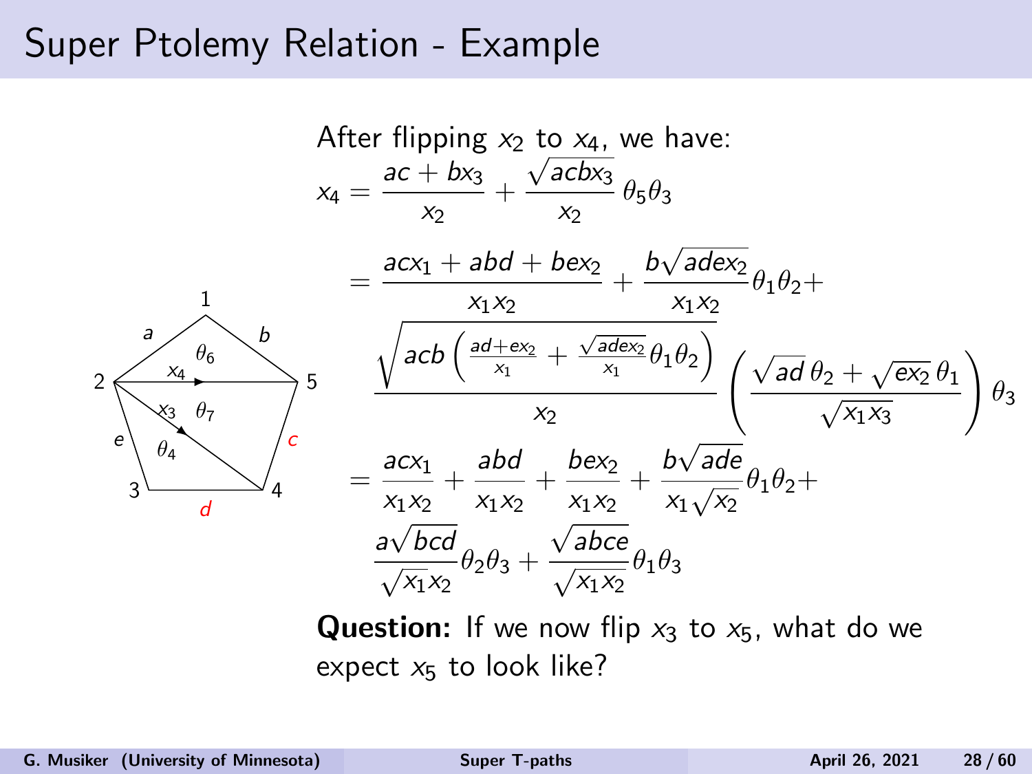# Super Ptolemy Relation - Example

After flipping $x_2$ to $x_4$, we have:

$$x_4 = \frac{ac + bx_3}{x_2} + \frac{\sqrt{acbx_3}}{x_2}\,\theta_5\theta_3$$

$$= \frac{acx_1 + abd + bex_2}{x_1x_2} + \frac{b\sqrt{adex_2}}{x_1x_2}\theta_1\theta_2 + \frac{\sqrt{acb\left(\frac{ad+ex_2}{x_1} + \frac{\sqrt{adex_2}}{x_1}\theta_1\theta_2\right)}}{x_2}\left(\frac{\sqrt{ad}\,\theta_2 + \sqrt{ex_2}\,\theta_1}{\sqrt{x_1x_3}}\right)\theta_3$$

$$= \frac{acx_1}{x_1x_2} + \frac{abd}{x_1x_2} + \frac{bex_2}{x_1x_2} + \frac{b\sqrt{ade}}{x_1\sqrt{x_2}}\theta_1\theta_2 + \frac{a\sqrt{bcd}}{\sqrt{x_1}x_2}\theta_2\theta_3 + \frac{\sqrt{abce}}{\sqrt{x_1x_2}}\theta_1\theta_3$$

1

a

b

$\theta_6$

2

$x_4$

5

$x_3$

$\theta_7$

e

c

$\theta_4$

3

4

d

**Question:** If we now flip $x_3$ to $x_5$, what do we expect $x_5$ to look like?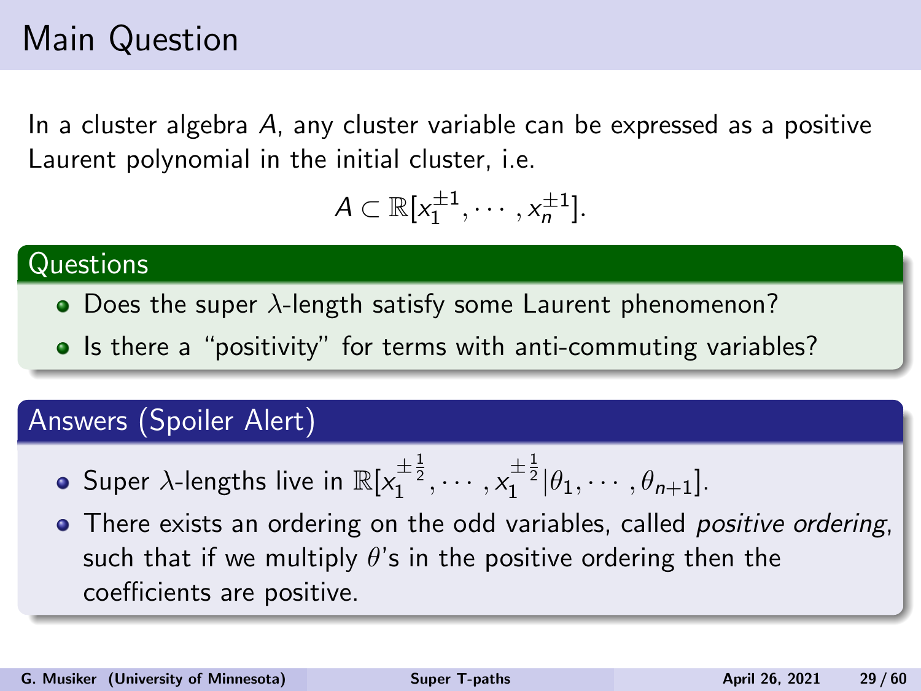# Main Question

In a cluster algebra $A$, any cluster variable can be expressed as a positive Laurent polynomial in the initial cluster, i.e.

$$A \subset \mathbb{R}[x_1^{\pm 1}, \cdots, x_n^{\pm 1}].$$

## Questions

- Does the super $\lambda$-length satisfy some Laurent phenomenon?
- Is there a "positivity" for terms with anti-commuting variables?

## Answers (Spoiler Alert)

- Super $\lambda$-lengths live in $\mathbb{R}[x_1^{\pm \frac{1}{2}}, \cdots, x_1^{\pm \frac{1}{2}} | \theta_1, \cdots, \theta_{n+1}]$.
- There exists an ordering on the odd variables, called *positive ordering*, such that if we multiply $\theta$'s in the positive ordering then the coefficients are positive.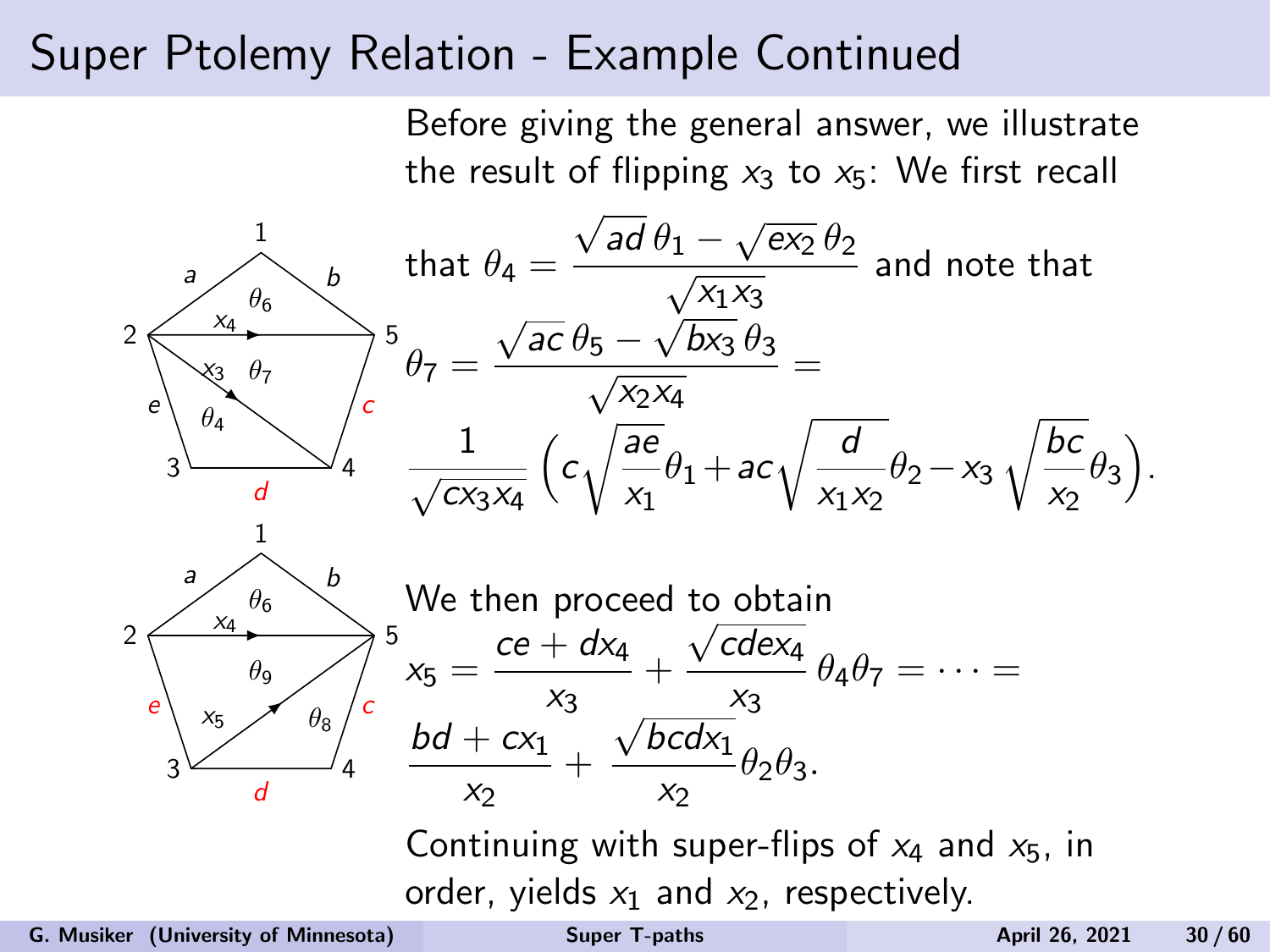# Super Ptolemy Relation - Example Continued

Before giving the general answer, we illustrate the result of flipping $x_3$ to $x_5$: We first recall

that $\theta_4 = \dfrac{\sqrt{ad}\,\theta_1 - \sqrt{ex_2}\,\theta_2}{\sqrt{x_1 x_3}}$ and note that

$$\theta_7 = \frac{\sqrt{ac}\,\theta_5 - \sqrt{bx_3}\,\theta_3}{\sqrt{x_2 x_4}} =$$

$$\frac{1}{\sqrt{cx_3x_4}}\left(c\sqrt{\frac{ae}{x_1}}\theta_1 + ac\sqrt{\frac{d}{x_1x_2}}\theta_2 - x_3\sqrt{\frac{bc}{x_2}}\theta_3\right).$$

We then proceed to obtain

$$x_5 = \frac{ce + dx_4}{x_3} + \frac{\sqrt{cdex_4}}{x_3}\,\theta_4\theta_7 = \cdots =$$

$$\frac{bd + cx_1}{x_2} + \frac{\sqrt{bcdx_1}}{x_2}\theta_2\theta_3.$$

Continuing with super-flips of $x_4$ and $x_5$, in order, yields $x_1$ and $x_2$, respectively.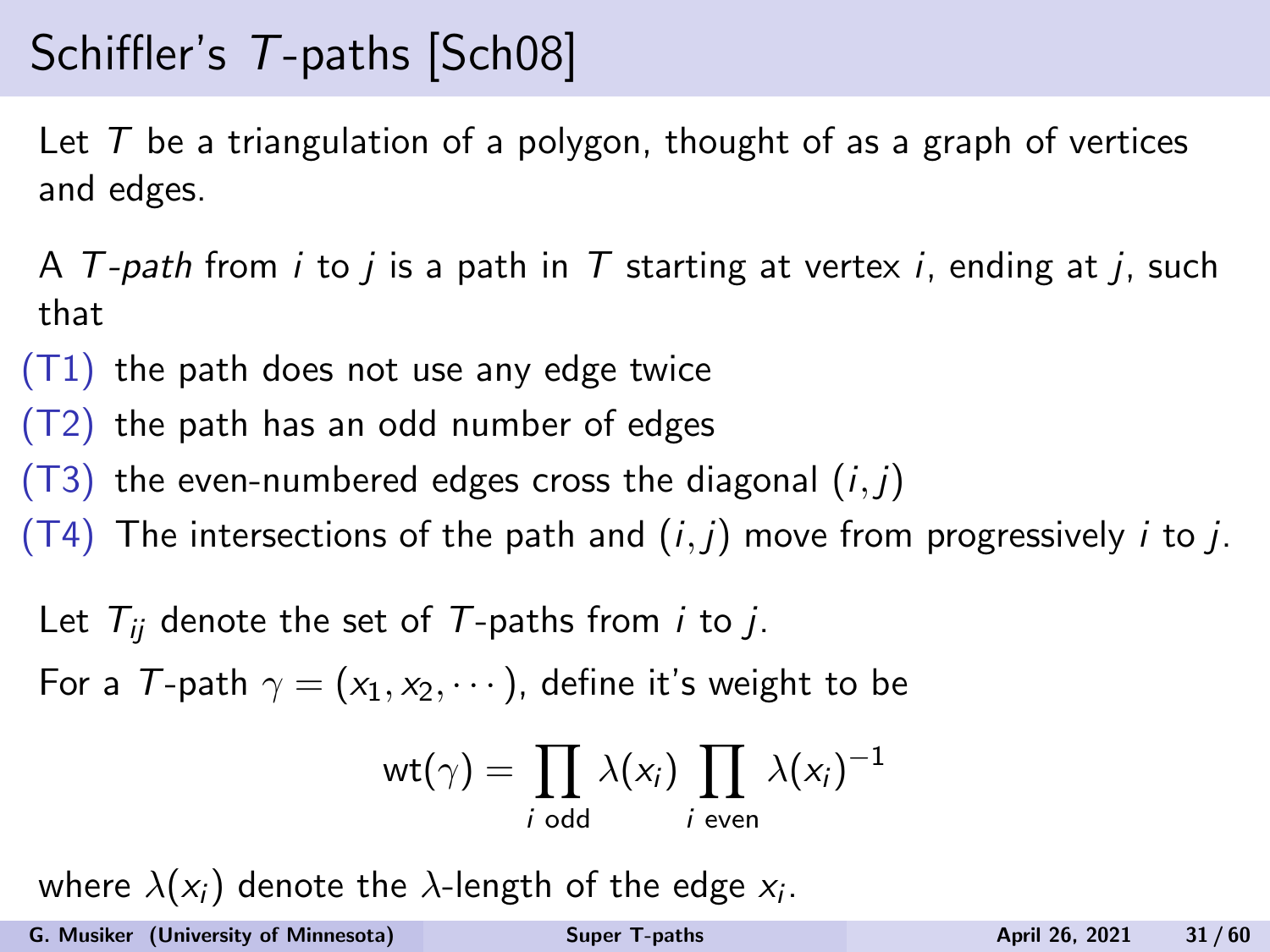# Schiffler's $T$-paths [Sch08]

Let $T$ be a triangulation of a polygon, thought of as a graph of vertices and edges.

A *$T$-path* from $i$ to $j$ is a path in $T$ starting at vertex $i$, ending at $j$, such that

- (T1) the path does not use any edge twice
- (T2) the path has an odd number of edges
- (T3) the even-numbered edges cross the diagonal $(i, j)$
- (T4) The intersections of the path and $(i, j)$ move from progressively $i$ to $j$.

Let $T_{ij}$ denote the set of $T$-paths from $i$ to $j$.

For a $T$-path $\gamma = (x_1, x_2, \cdots)$, define it's weight to be

$$\mathrm{wt}(\gamma) = \prod_{i \text{ odd}} \lambda(x_i) \prod_{i \text{ even}} \lambda(x_i)^{-1}$$

where $\lambda(x_i)$ denote the $\lambda$-length of the edge $x_i$.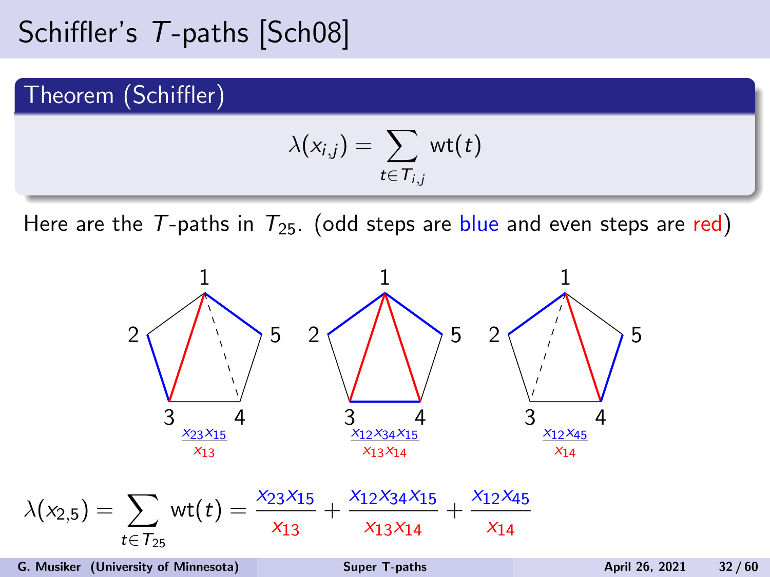# Schiffler's $T$-paths [Sch08]

**Theorem (Schiffler)**

$$\lambda(x_{i,j}) = \sum_{t \in T_{i,j}} \mathrm{wt}(t)$$

Here are the $T$-paths in $T_{25}$. (odd steps are blue and even steps are red)

1

2 5

3 4

$\frac{x_{23}x_{15}}{x_{13}}$

1

2 5

3 4

$\frac{x_{12}x_{34}x_{15}}{x_{13}x_{14}}$

1

2 5

3 4

$\frac{x_{12}x_{45}}{x_{14}}$

$$\lambda(x_{2,5}) = \sum_{t \in T_{25}} \mathrm{wt}(t) = \frac{x_{23}x_{15}}{x_{13}} + \frac{x_{12}x_{34}x_{15}}{x_{13}x_{14}} + \frac{x_{12}x_{45}}{x_{14}}$$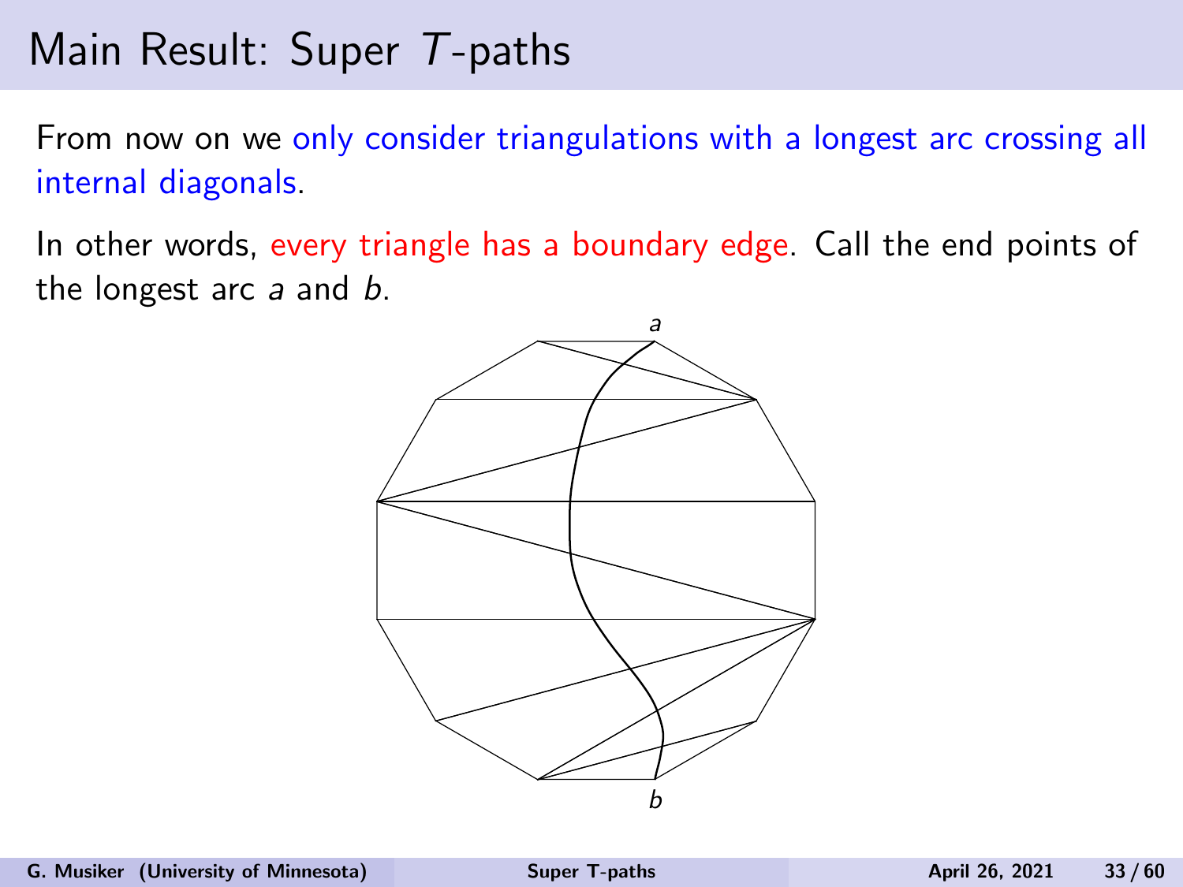# Main Result: Super $T$-paths

From now on we only consider triangulations with a longest arc crossing all internal diagonals.

In other words, every triangle has a boundary edge. Call the end points of the longest arc $a$ and $b$.

$a$

$b$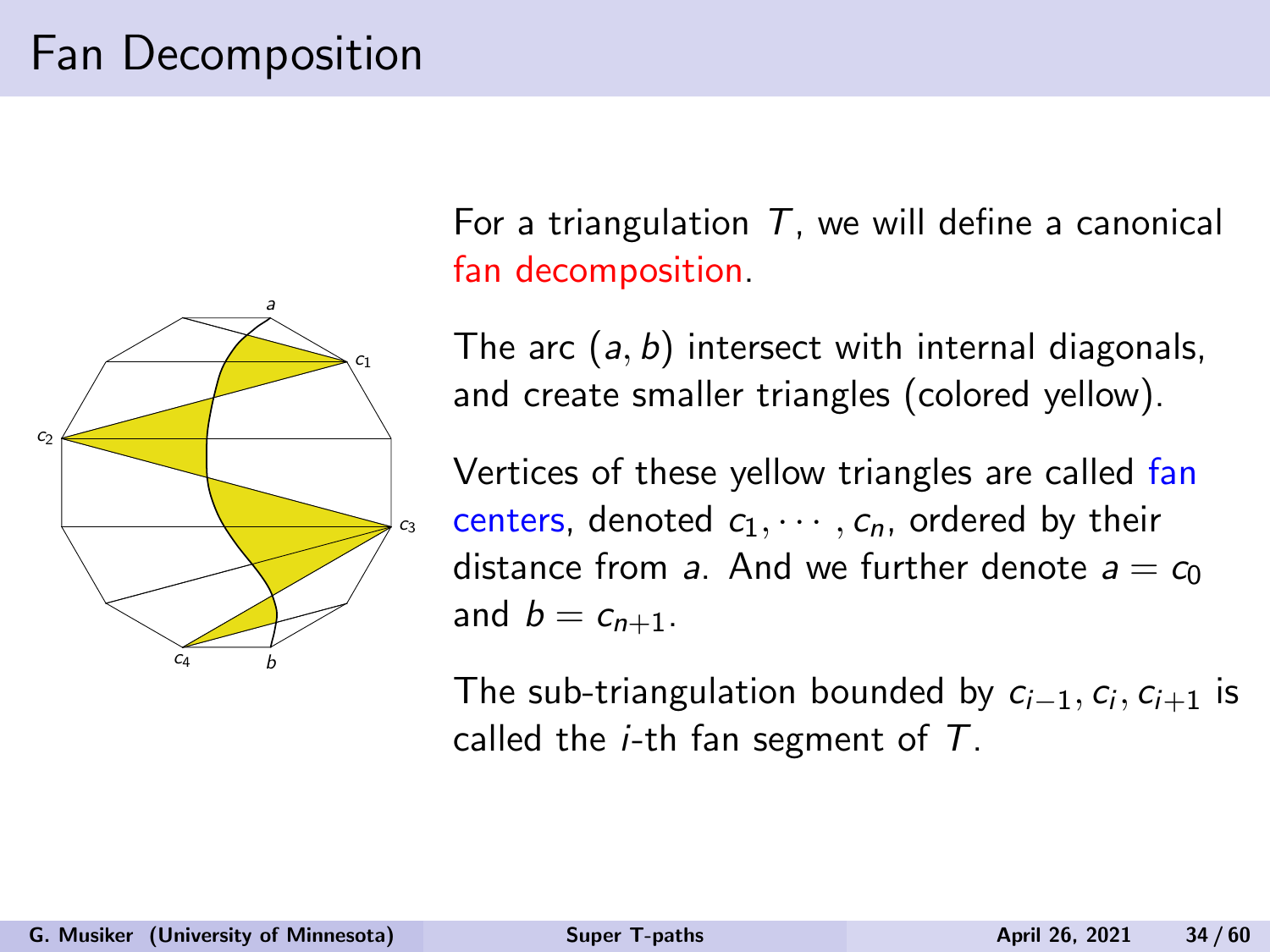# Fan Decomposition

a

$c_1$

$c_2$

$c_3$

$c_4$

b

For a triangulation $T$, we will define a canonical fan decomposition.

The arc $(a, b)$ intersect with internal diagonals, and create smaller triangles (colored yellow).

Vertices of these yellow triangles are called fan centers, denoted $c_1, \cdots, c_n$, ordered by their distance from $a$. And we further denote $a = c_0$ and $b = c_{n+1}$.

The sub-triangulation bounded by $c_{i-1}, c_i, c_{i+1}$ is called the $i$-th fan segment of $T$.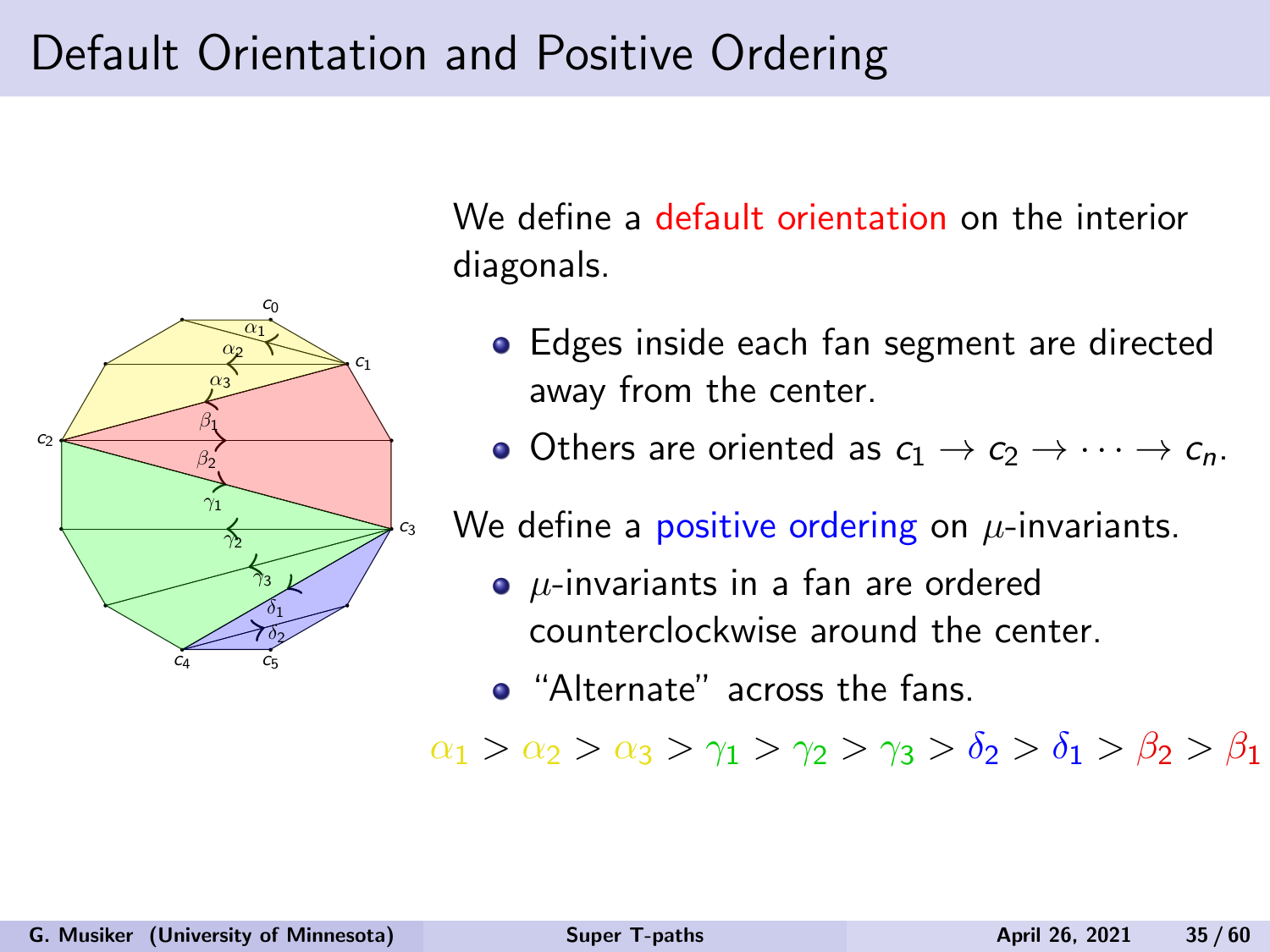# Default Orientation and Positive Ordering

We define a default orientation on the interior diagonals.

- Edges inside each fan segment are directed away from the center.
- Others are oriented as $c_1 \to c_2 \to \cdots \to c_n$.

We define a positive ordering on $\mu$-invariants.

- $\mu$-invariants in a fan are ordered counterclockwise around the center.
- "Alternate" across the fans.

$$\alpha_1 > \alpha_2 > \alpha_3 > \gamma_1 > \gamma_2 > \gamma_3 > \delta_2 > \delta_1 > \beta_2 > \beta_1$$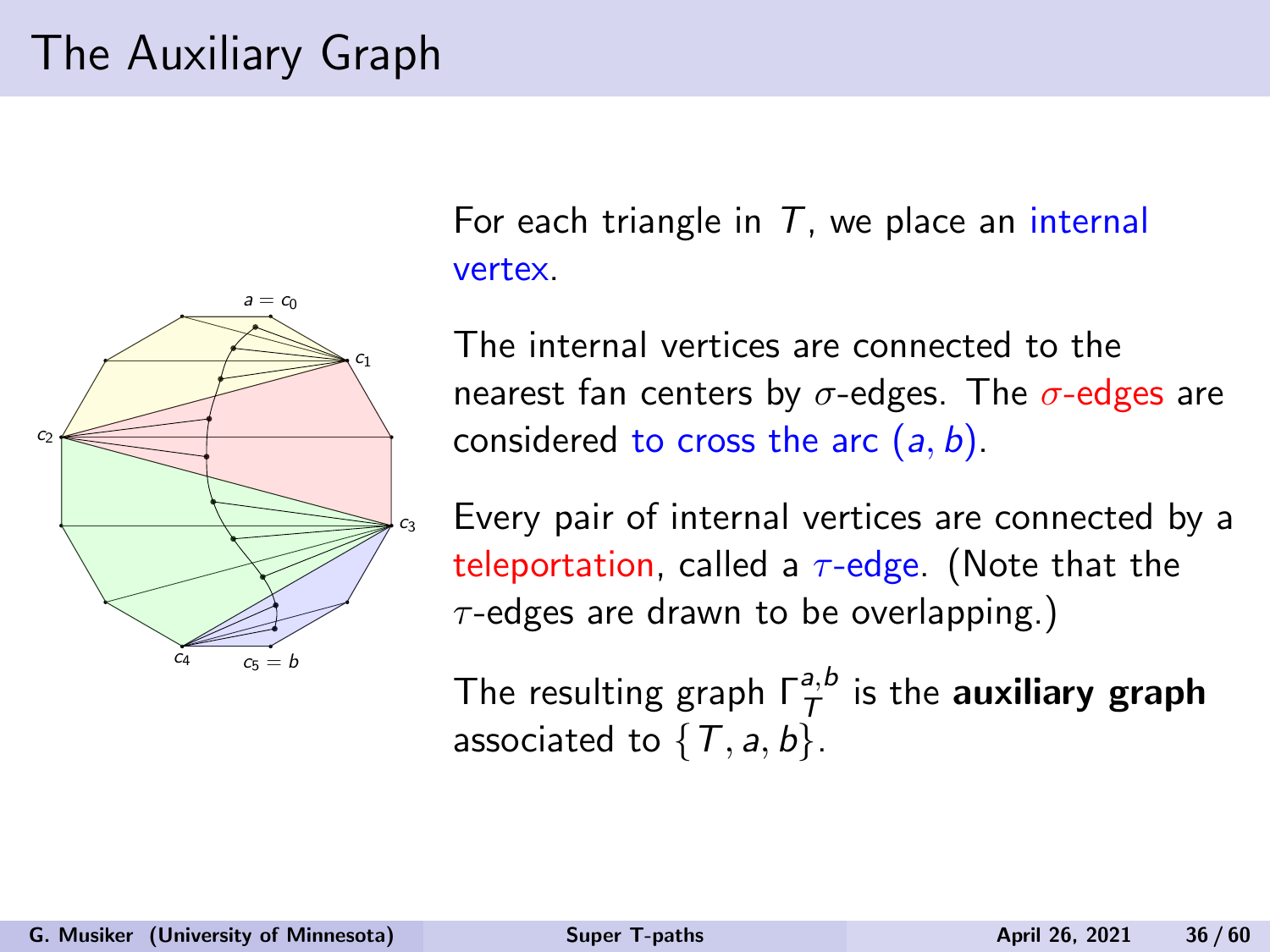# The Auxiliary Graph

$a = c_0$

$c_1$

$c_2$

$c_3$

$c_4$

$c_5 = b$

For each triangle in $T$, we place an internal vertex.

The internal vertices are connected to the nearest fan centers by $\sigma$-edges. The $\sigma$-edges are considered to cross the arc $(a, b)$.

Every pair of internal vertices are connected by a teleportation, called a $\tau$-edge. (Note that the $\tau$-edges are drawn to be overlapping.)

The resulting graph $\Gamma_T^{a,b}$ is the **auxiliary graph** associated to $\{T, a, b\}$.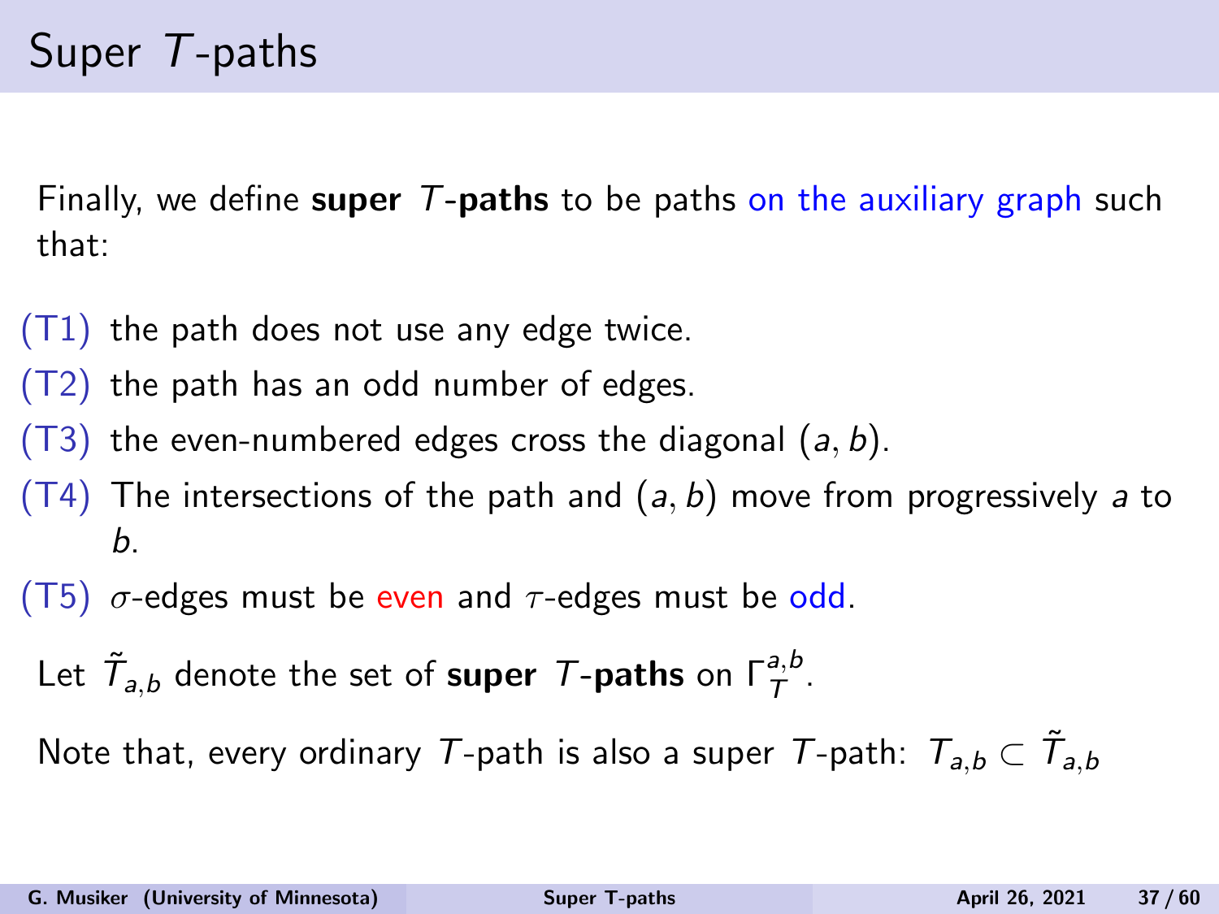# Super $T$-paths

Finally, we define **super $T$-paths** to be paths on the auxiliary graph such that:

(T1) the path does not use any edge twice.

(T2) the path has an odd number of edges.

(T3) the even-numbered edges cross the diagonal $(a, b)$.

(T4) The intersections of the path and $(a, b)$ move from progressively $a$ to $b$.

(T5) $\sigma$-edges must be even and $\tau$-edges must be odd.

Let $\tilde{T}_{a,b}$ denote the set of **super $T$-paths** on $\Gamma_T^{a,b}$.

Note that, every ordinary $T$-path is also a super $T$-path: $T_{a,b} \subset \tilde{T}_{a,b}$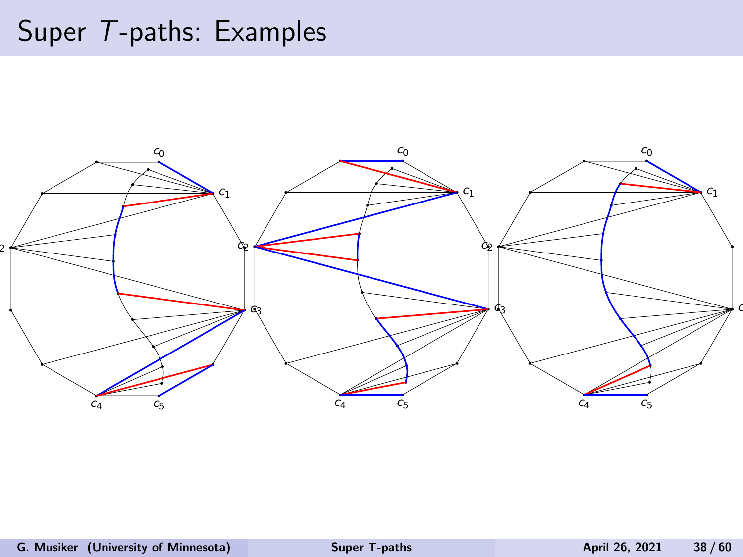# Super $T$-paths: Examples

$c_0$

$c_1$

$c_2$

$c_3$

$c_4$

$c_5$

$c_0$

$c_1$

$c_2$

$c_3$

$c_4$

$c_5$

$c_0$

$c_1$

$c_2$

$c_3$

$c_4$

$c_5$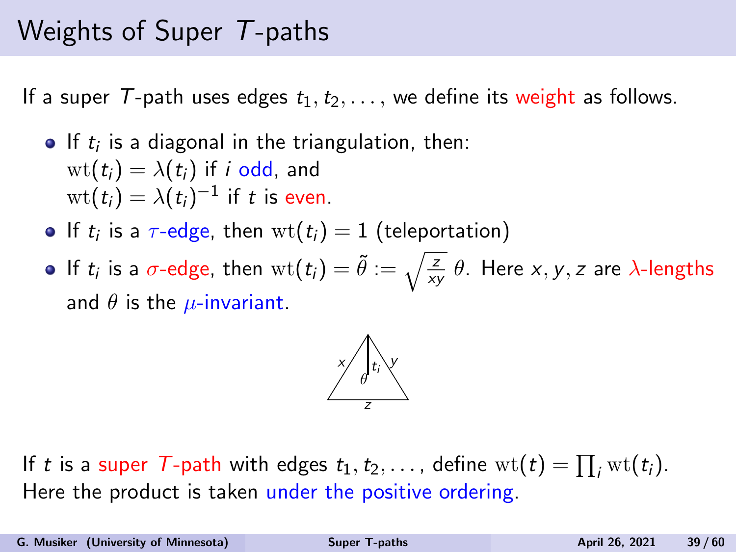# Weights of Super $T$-paths

If a super $T$-path uses edges $t_1, t_2, \ldots$, we define its weight as follows.

- If $t_i$ is a diagonal in the triangulation, then:
  $\mathrm{wt}(t_i) = \lambda(t_i)$ if $i$ odd, and
  $\mathrm{wt}(t_i) = \lambda(t_i)^{-1}$ if $t$ is even.
- If $t_i$ is a $\tau$-edge, then $\mathrm{wt}(t_i) = 1$ (teleportation)
- If $t_i$ is a $\sigma$-edge, then $\mathrm{wt}(t_i) = \tilde{\theta} := \sqrt{\frac{z}{xy}}\,\theta$. Here $x, y, z$ are $\lambda$-lengths and $\theta$ is the $\mu$-invariant.

x
y
$t_i$
$\theta$
z

If $t$ is a super $T$-path with edges $t_1, t_2, \ldots$, define $\mathrm{wt}(t) = \prod_i \mathrm{wt}(t_i)$.
Here the product is taken under the positive ordering.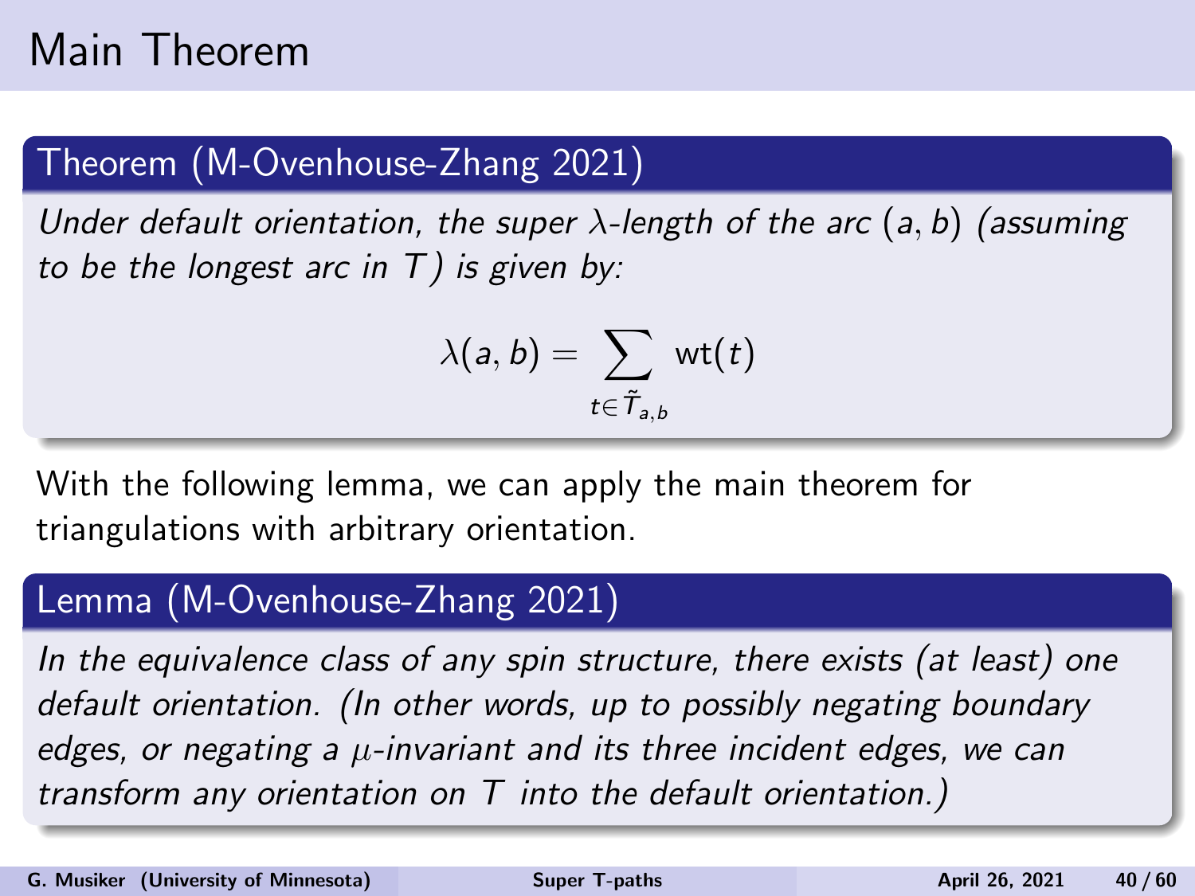# Main Theorem

**Theorem (M-Ovenhouse-Zhang 2021)**

*Under default orientation, the super $\lambda$-length of the arc $(a, b)$ (assuming to be the longest arc in $T$) is given by:*

$$\lambda(a, b) = \sum_{t \in \tilde{T}_{a,b}} \mathrm{wt}(t)$$

With the following lemma, we can apply the main theorem for triangulations with arbitrary orientation.

**Lemma (M-Ovenhouse-Zhang 2021)**

*In the equivalence class of any spin structure, there exists (at least) one default orientation. (In other words, up to possibly negating boundary edges, or negating a $\mu$-invariant and its three incident edges, we can transform any orientation on $T$ into the default orientation.)*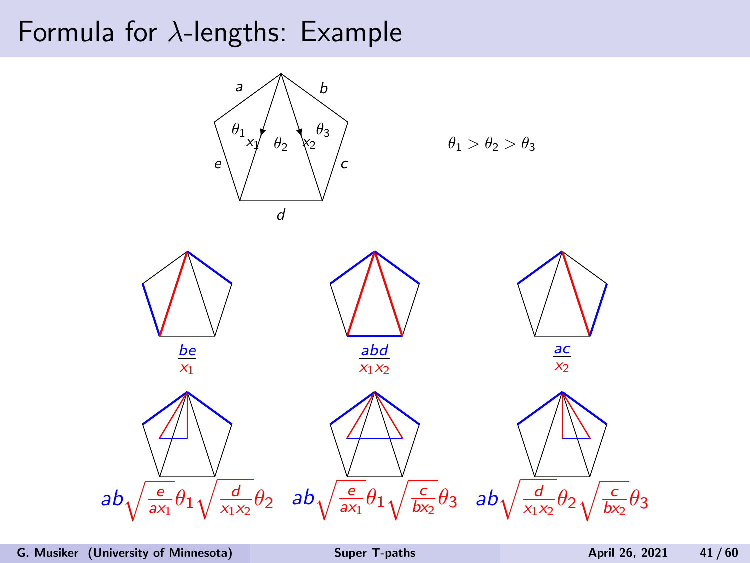# Formula for $\lambda$-lengths: Example

a

b

$\theta_1$

$x_1$

$\theta_2$

$x_2$

$\theta_3$

e

c

d

$\theta_1 > \theta_2 > \theta_3$

$\frac{be}{x_1}$ $\frac{abd}{x_1 x_2}$ $\frac{ac}{x_2}$

$ab\sqrt{\frac{e}{ax_1}}\theta_1\sqrt{\frac{d}{x_1x_2}}\theta_2$ $ab\sqrt{\frac{e}{ax_1}}\theta_1\sqrt{\frac{c}{bx_2}}\theta_3$ $ab\sqrt{\frac{d}{x_1x_2}}\theta_2\sqrt{\frac{c}{bx_2}}\theta_3$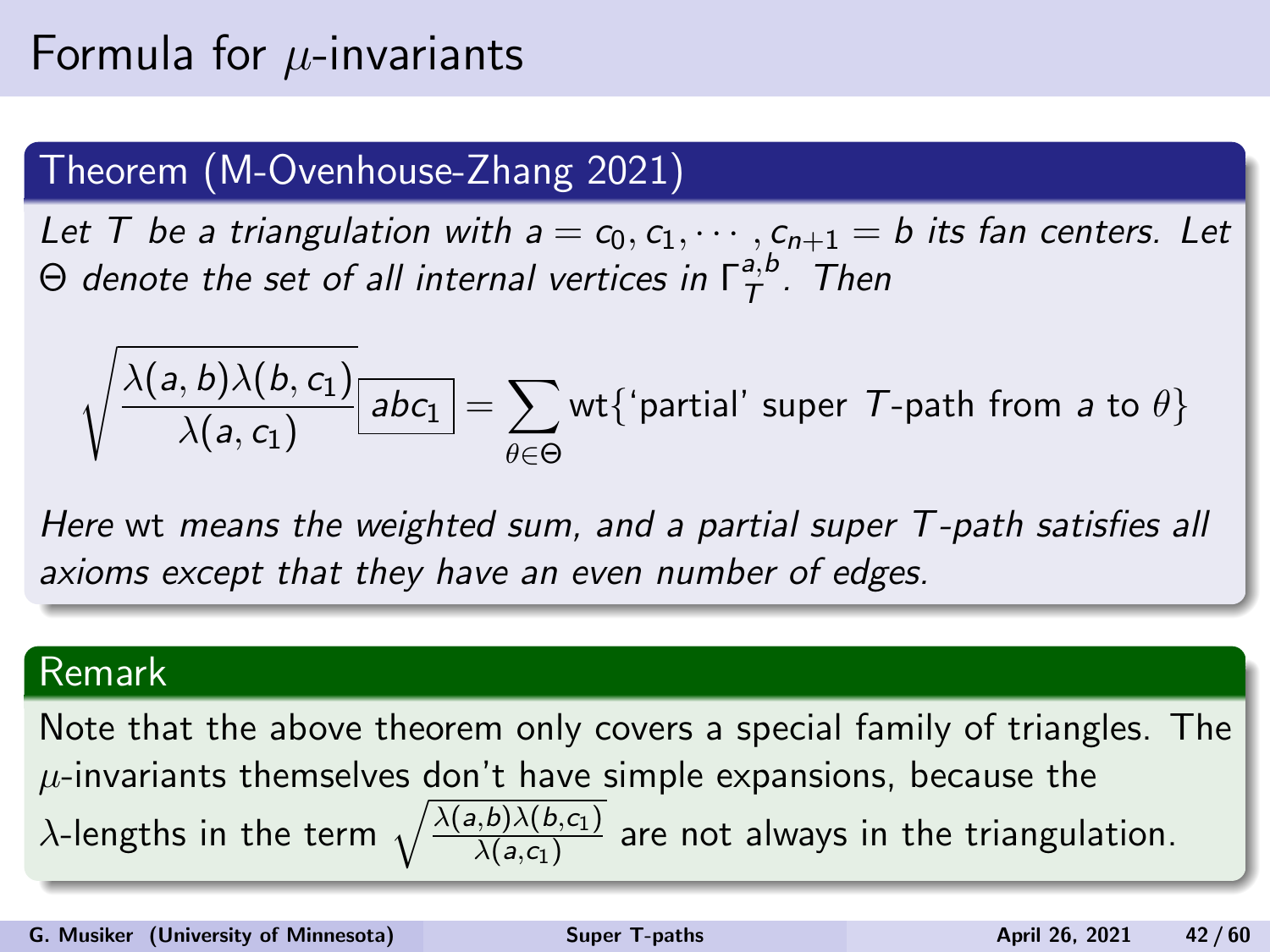# Formula for $\mu$-invariants

## Theorem (M-Ovenhouse-Zhang 2021)

*Let $T$ be a triangulation with $a = c_0, c_1, \cdots, c_{n+1} = b$ its fan centers. Let $\Theta$ denote the set of all internal vertices in $\Gamma_T^{a,b}$. Then*

$$\sqrt{\frac{\lambda(a,b)\lambda(b,c_1)}{\lambda(a,c_1)}}\boxed{abc_1} = \sum_{\theta \in \Theta} \text{wt}\{\text{'partial' super } T\text{-path from } a \text{ to } \theta\}$$

*Here* wt *means the weighted sum, and a partial super $T$-path satisfies all axioms except that they have an even number of edges.*

## Remark

Note that the above theorem only covers a special family of triangles. The $\mu$-invariants themselves don't have simple expansions, because the $\lambda$-lengths in the term $\sqrt{\frac{\lambda(a,b)\lambda(b,c_1)}{\lambda(a,c_1)}}$ are not always in the triangulation.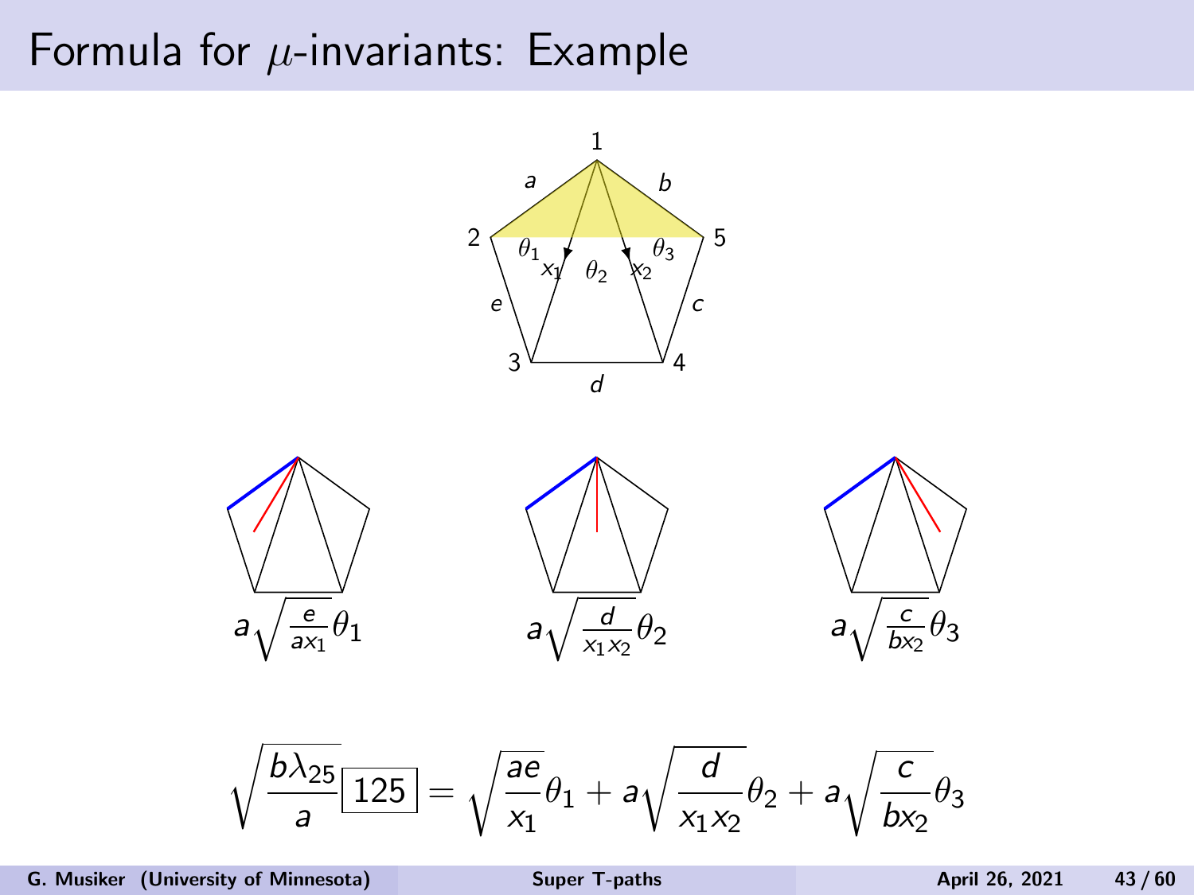# Formula for $\mu$-invariants: Example

$$a\sqrt{\frac{e}{ax_1}}\theta_1 \qquad a\sqrt{\frac{d}{x_1x_2}}\theta_2 \qquad a\sqrt{\frac{c}{bx_2}}\theta_3$$

$$\sqrt{\frac{b\lambda_{25}}{a}}\boxed{125} = \sqrt{\frac{ae}{x_1}}\theta_1 + a\sqrt{\frac{d}{x_1x_2}}\theta_2 + a\sqrt{\frac{c}{bx_2}}\theta_3$$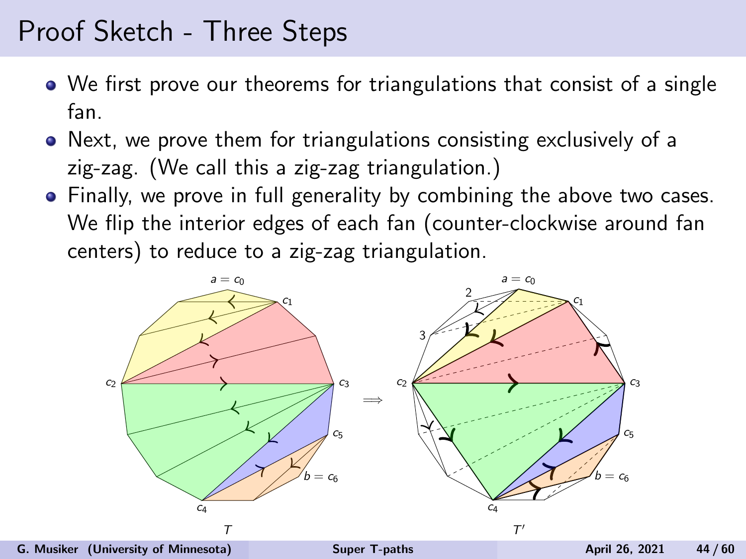# Proof Sketch - Three Steps

- We first prove our theorems for triangulations that consist of a single fan.
- Next, we prove them for triangulations consisting exclusively of a zig-zag. (We call this a zig-zag triangulation.)
- Finally, we prove in full generality by combining the above two cases. We flip the interior edges of each fan (counter-clockwise around fan centers) to reduce to a zig-zag triangulation.

$a = c_0$

$c_1$

$c_2$

$c_3$

$c_4$

$c_5$

$b = c_6$

$T$

$\Longrightarrow$

$a = c_0$

2

3

$c_1$

$c_2$

$c_3$

$c_4$

$c_5$

$b = c_6$

$T'$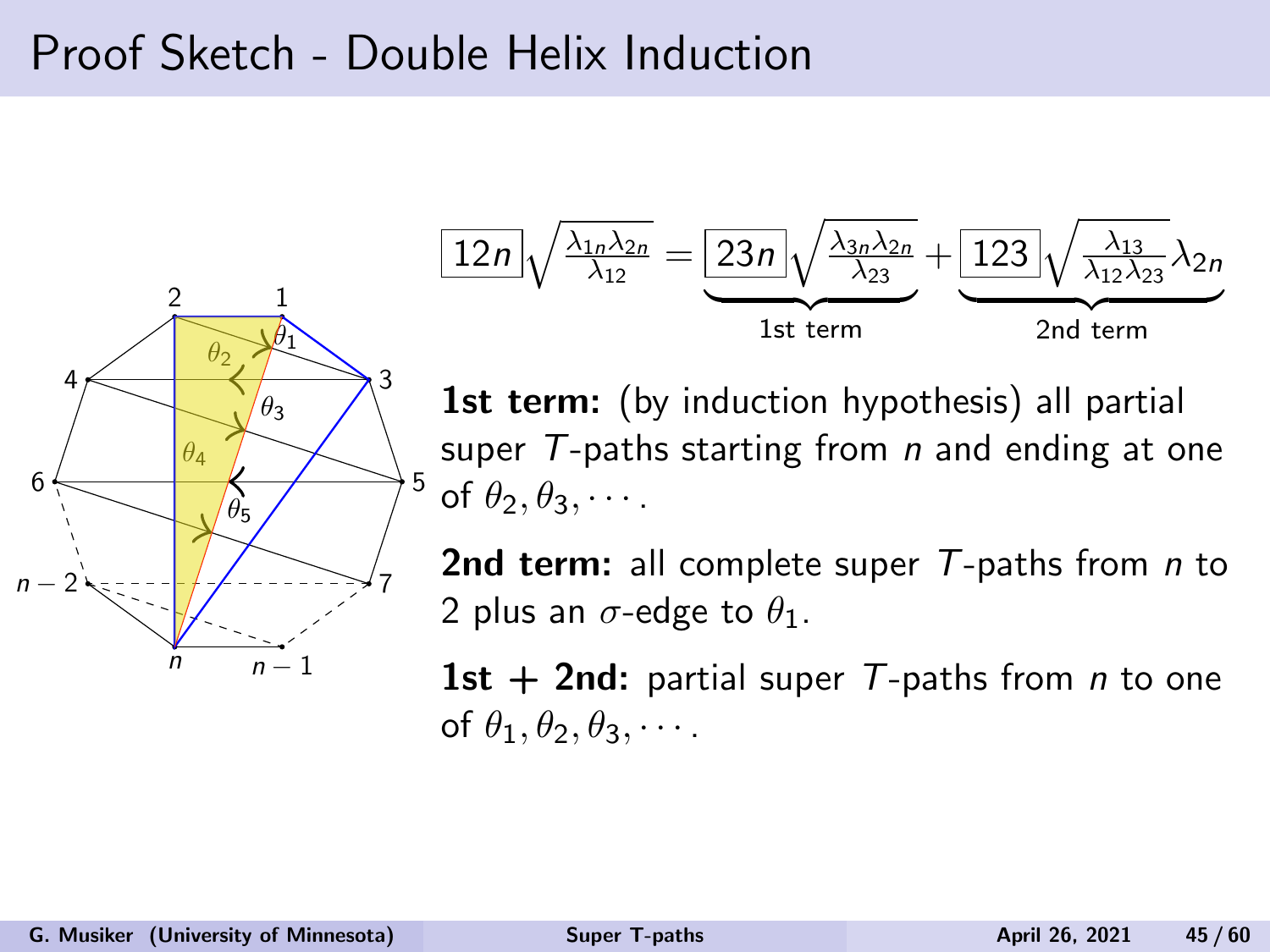# Proof Sketch - Double Helix Induction

2 1
4 3
6 5
$n-2$ 7
$n$ $n-1$
$\theta_1$ $\theta_2$ $\theta_3$ $\theta_4$ $\theta_5$

$$\boxed{12n}\sqrt{\frac{\lambda_{1n}\lambda_{2n}}{\lambda_{12}}} = \underbrace{\boxed{23n}\sqrt{\frac{\lambda_{3n}\lambda_{2n}}{\lambda_{23}}}}_{\text{1st term}} + \underbrace{\boxed{123}\sqrt{\frac{\lambda_{13}}{\lambda_{12}\lambda_{23}}}\lambda_{2n}}_{\text{2nd term}}$$

**1st term:** (by induction hypothesis) all partial super $T$-paths starting from $n$ and ending at one of $\theta_2, \theta_3, \cdots$.

**2nd term:** all complete super $T$-paths from $n$ to 2 plus an $\sigma$-edge to $\theta_1$.

**1st + 2nd:** partial super $T$-paths from $n$ to one of $\theta_1, \theta_2, \theta_3, \cdots$.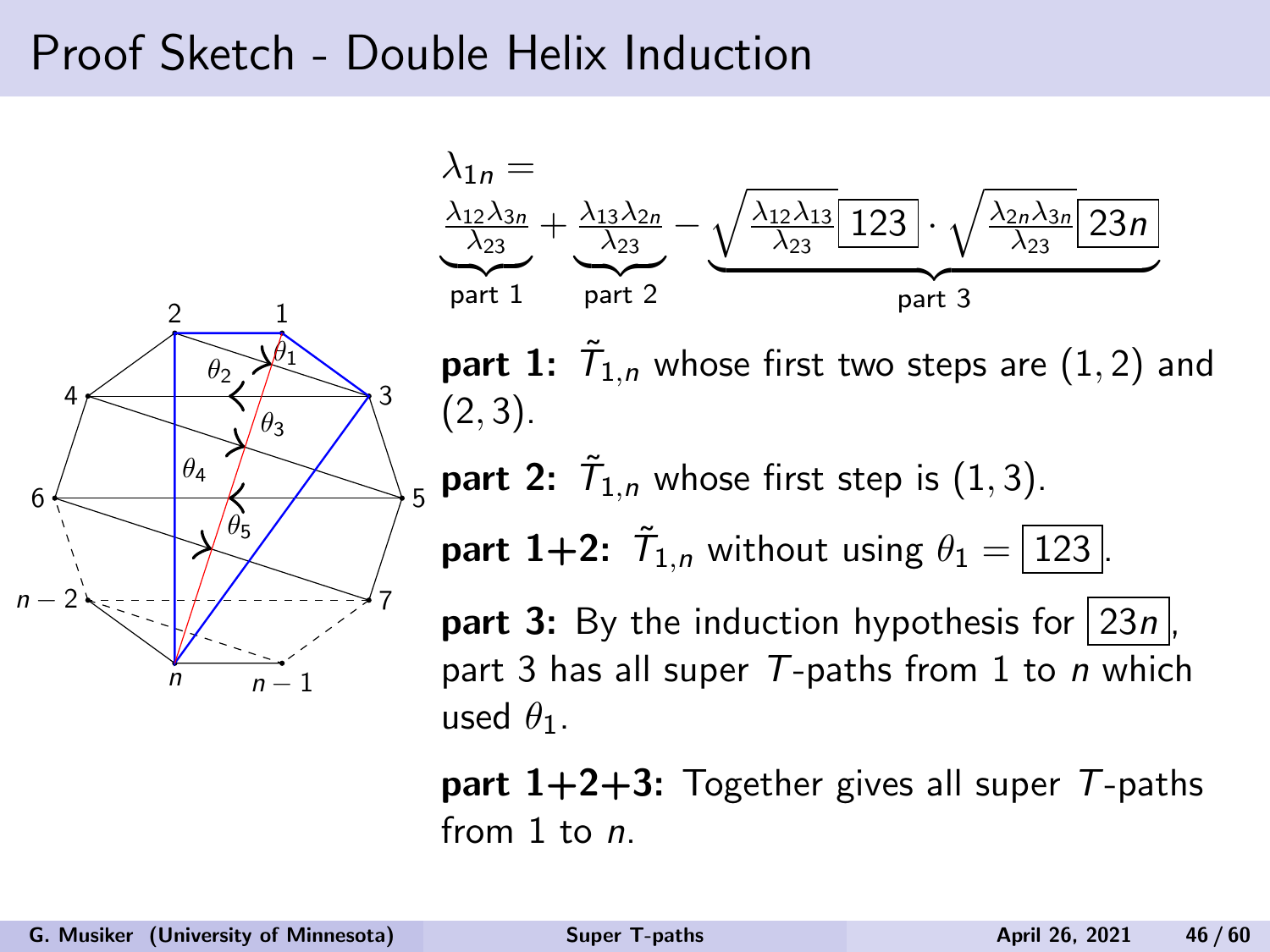# Proof Sketch - Double Helix Induction

$$\lambda_{1n} = \underbrace{\frac{\lambda_{12}\lambda_{3n}}{\lambda_{23}}}_{\text{part 1}} + \underbrace{\frac{\lambda_{13}\lambda_{2n}}{\lambda_{23}}}_{\text{part 2}} - \underbrace{\sqrt{\frac{\lambda_{12}\lambda_{13}}{\lambda_{23}}}\boxed{123} \cdot \sqrt{\frac{\lambda_{2n}\lambda_{3n}}{\lambda_{23}}}\boxed{23n}}_{\text{part 3}}$$

**part 1:** $\tilde{T}_{1,n}$ whose first two steps are $(1,2)$ and $(2,3)$.

**part 2:** $\tilde{T}_{1,n}$ whose first step is $(1,3)$.

**part 1+2:** $\tilde{T}_{1,n}$ without using $\theta_1 = \boxed{123}$.

**part 3:** By the induction hypothesis for $\boxed{23n}$, part 3 has all super $T$-paths from 1 to $n$ which used $\theta_1$.

**part 1+2+3:** Together gives all super $T$-paths from 1 to $n$.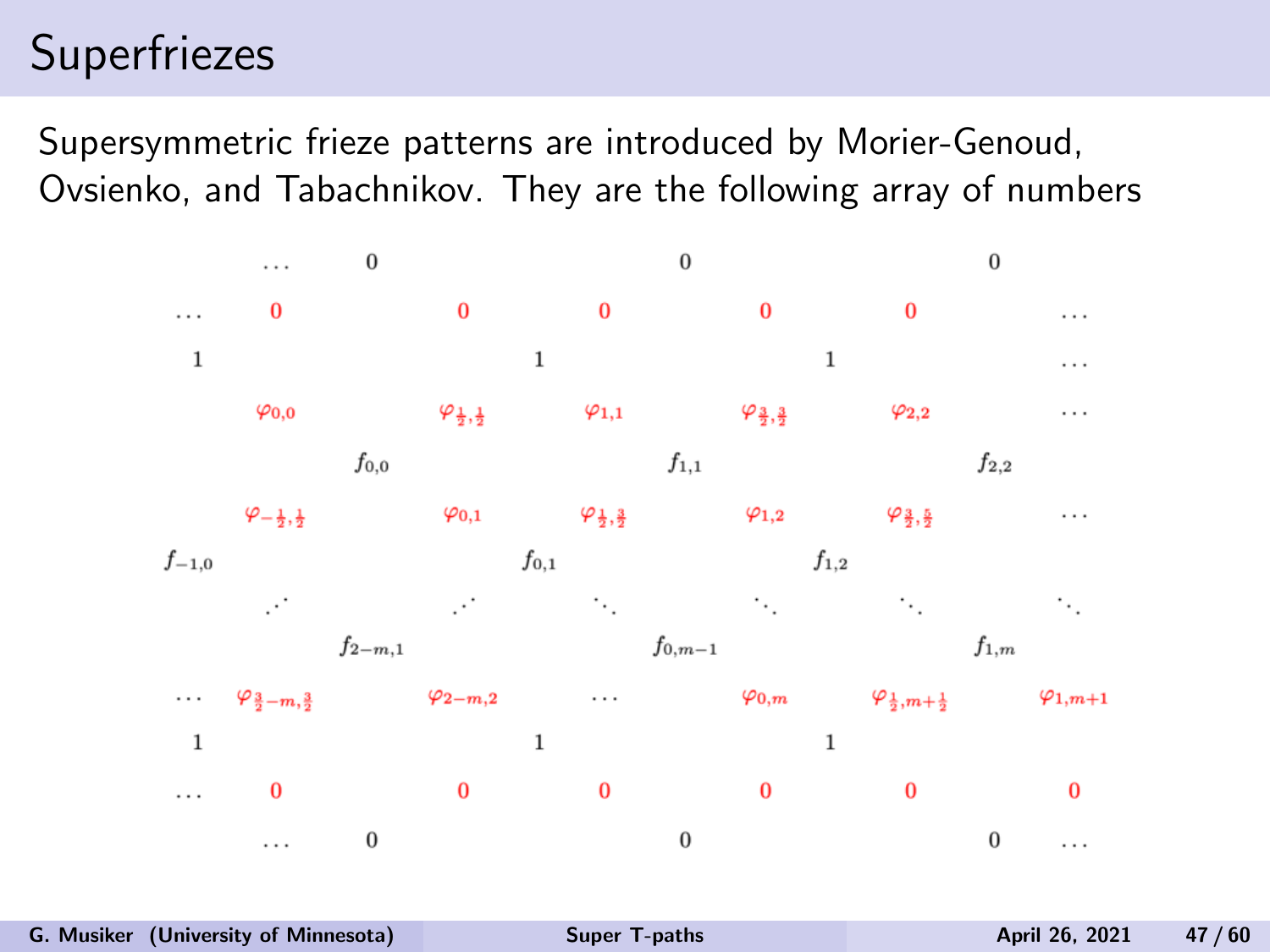# Superfriezes

Supersymmetric frieze patterns are introduced by Morier-Genoud, Ovsienko, and Tabachnikov. They are the following array of numbers

$$
\begin{array}{cccccccccccc}
 & \cdots & & 0 & & & & 0 & & & 0 & \\
\cdots & 0 & & & 0 & 0 & & & 0 & 0 & & \cdots \\
1 & & & & & & 1 & & & 1 & & \cdots \\
 & \varphi_{0,0} & & & \varphi_{\frac{1}{2},\frac{1}{2}} & \varphi_{1,1} & & & \varphi_{\frac{3}{2},\frac{3}{2}} & \varphi_{2,2} & & \cdots \\
 & & & f_{0,0} & & & & f_{1,1} & & & f_{2,2} & \\
 & \varphi_{-\frac{1}{2},\frac{1}{2}} & & & \varphi_{0,1} & \varphi_{\frac{1}{2},\frac{3}{2}} & & & \varphi_{1,2} & \varphi_{\frac{3}{2},\frac{5}{2}} & & \cdots \\
f_{-1,0} & & & & & & f_{0,1} & & & f_{1,2} & & \\
 & \iddots & & & \iddots & \ddots & & & \ddots & \ddots & & \ddots \\
 & & & f_{2-m,1} & & & & f_{0,m-1} & & & f_{1,m} & \\
\cdots & \varphi_{\frac{3}{2}-m,\frac{3}{2}} & & & \varphi_{2-m,2} & \cdots & & & \varphi_{0,m} & \varphi_{\frac{1}{2},m+\frac{1}{2}} & & \varphi_{1,m+1} \\
1 & & & & & & 1 & & & 1 & & \\
\cdots & 0 & & & 0 & 0 & & & 0 & 0 & & 0 \\
 & \cdots & & 0 & & & & 0 & & & 0 & \cdots
\end{array}
$$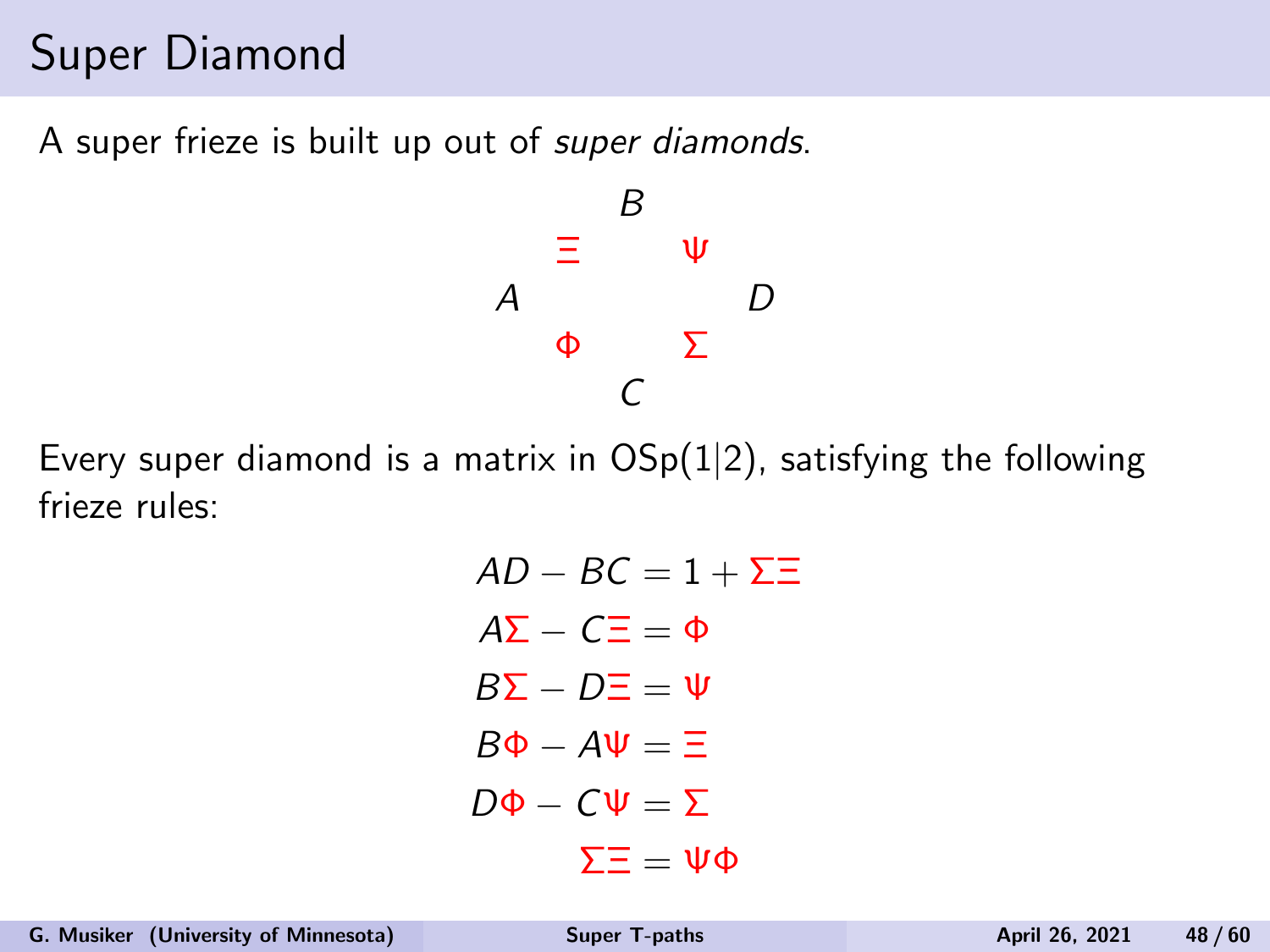# Super Diamond

A super frieze is built up out of *super diamonds*.

$$\begin{array}{ccccc} & & B & & \\ & \Xi & & \Psi & \\ A & & & & D \\ & \Phi & & \Sigma & \\ & & C & & \end{array}$$

Every super diamond is a matrix in OSp(1|2), satisfying the following frieze rules:

$$AD - BC = 1 + \Sigma\Xi$$

$$A\Sigma - C\Xi = \Phi$$

$$B\Sigma - D\Xi = \Psi$$

$$B\Phi - A\Psi = \Xi$$

$$D\Phi - C\Psi = \Sigma$$

$$\Sigma\Xi = \Psi\Phi$$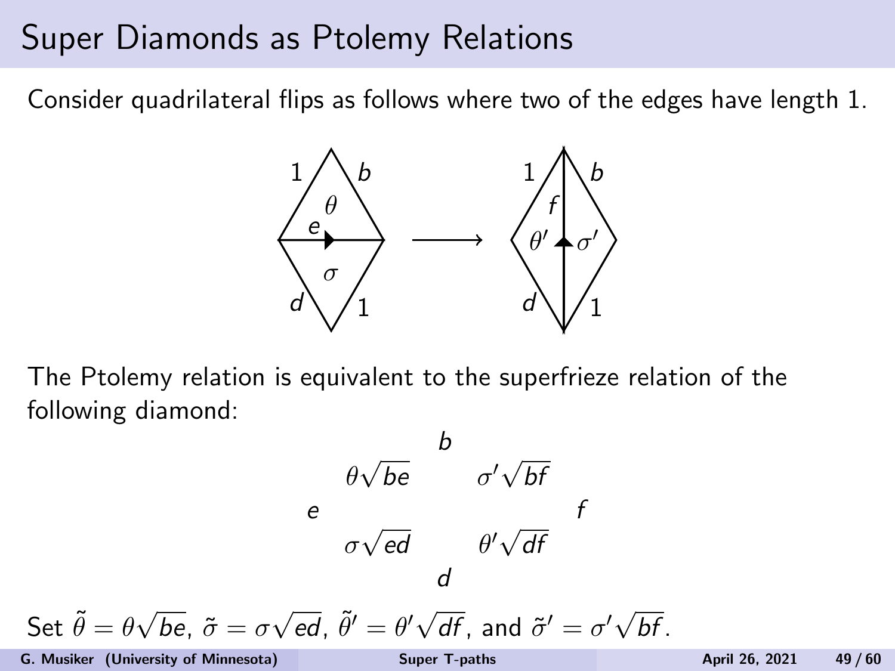# Super Diamonds as Ptolemy Relations

Consider quadrilateral flips as follows where two of the edges have length 1.

1 b
$\theta$
e
$\sigma$
d 1

$\longrightarrow$

1 b
f
$\theta'$ $\sigma'$
d 1

The Ptolemy relation is equivalent to the superfrieze relation of the following diamond:

$$\begin{array}{ccccc} & & b & & \\ & \theta\sqrt{be} & & \sigma'\sqrt{bf} & \\ e & & & & f \\ & \sigma\sqrt{ed} & & \theta'\sqrt{df} & \\ & & d & & \end{array}$$

Set $\tilde{\theta} = \theta\sqrt{be}$, $\tilde{\sigma} = \sigma\sqrt{ed}$, $\tilde{\theta}' = \theta'\sqrt{df}$, and $\tilde{\sigma}' = \sigma'\sqrt{bf}$.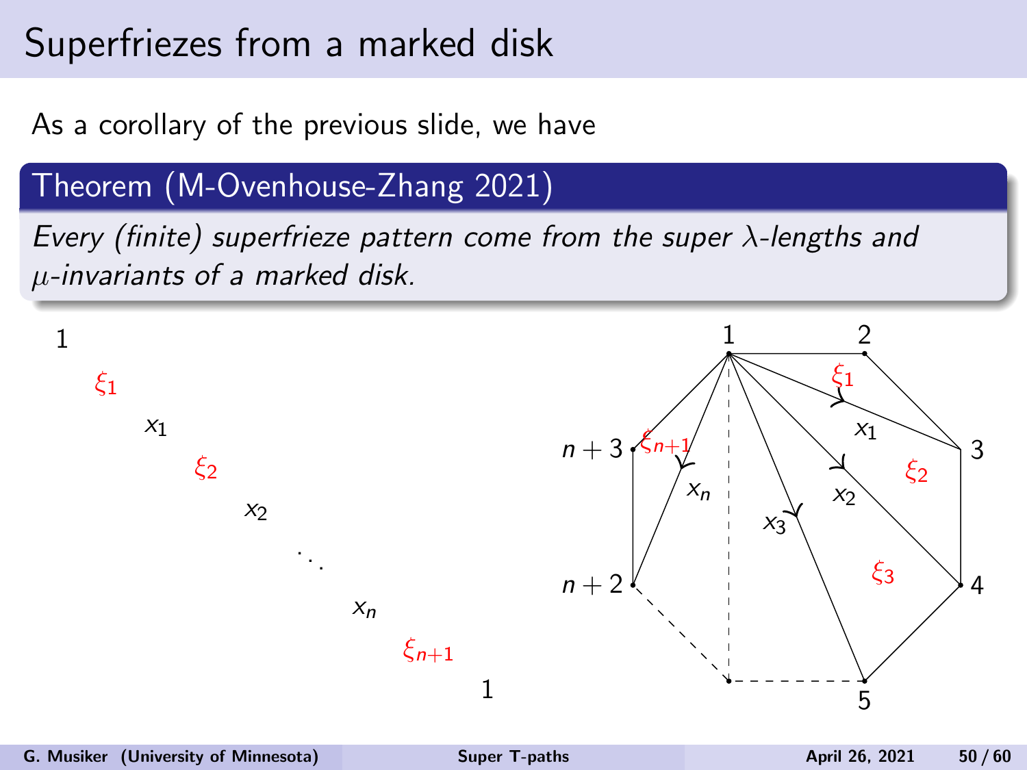# Superfriezes from a marked disk

As a corollary of the previous slide, we have

**Theorem (M-Ovenhouse-Zhang 2021)**

*Every (finite) superfrieze pattern come from the super $\lambda$-lengths and $\mu$-invariants of a marked disk.*

$$
\begin{array}{ccccccccccc}
1 & & & & & & & & & & \\
& \xi_1 & & & & & & & & & \\
& & x_1 & & & & & & & & \\
& & & \xi_2 & & & & & & & \\
& & & & x_2 & & & & & & \\
& & & & & \ddots & & & & & \\
& & & & & & x_n & & & & \\
& & & & & & & \xi_{n+1} & & & \\
& & & & & & & & 1 & &
\end{array}
$$

1
2
3
4
5
$n+2$
$n+3$
$\xi_1$
$x_1$
$\xi_2$
$x_2$
$\xi_3$
$x_3$
$x_n$
$\xi_{n+1}$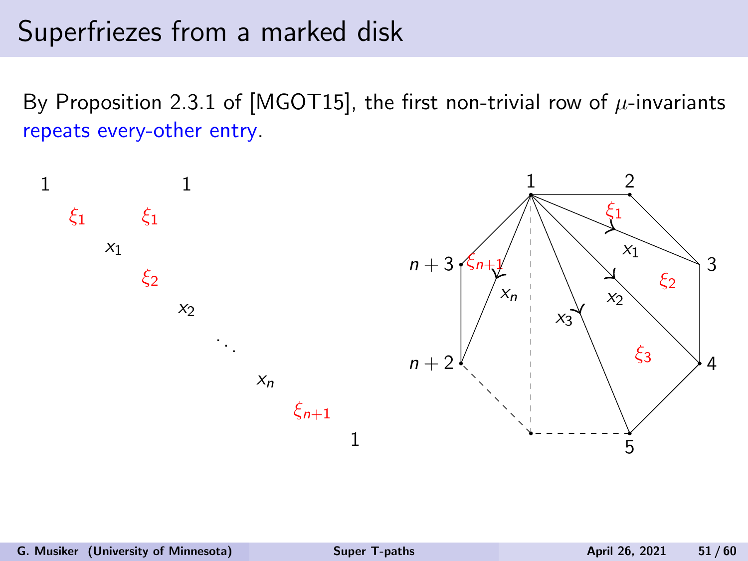# Superfriezes from a marked disk

By Proposition 2.3.1 of [MGOT15], the first non-trivial row of $\mu$-invariants repeats every-other entry.

1 1

$\xi_1$ $\xi_1$

$x_1$

$\xi_2$

$x_2$

$\ddots$

$x_n$

$\xi_{n+1}$

1

1 2 3 4 5 $n+2$ $n+3$

$\xi_1$ $x_1$ $\xi_2$ $x_2$ $x_3$ $\xi_3$ $x_n$ $\xi_{n+1}$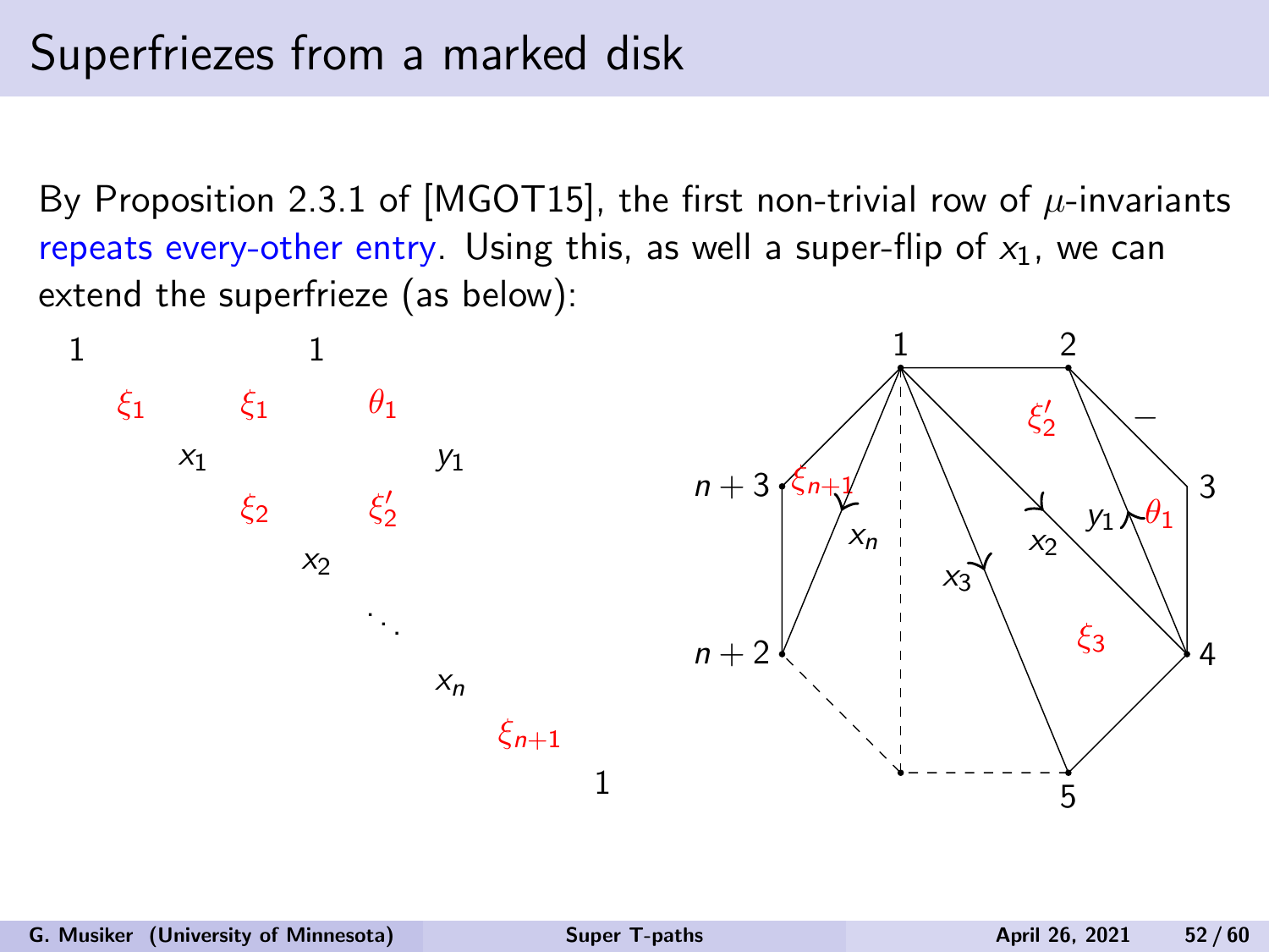# Superfriezes from a marked disk

By Proposition 2.3.1 of [MGOT15], the first non-trivial row of $\mu$-invariants repeats every-other entry. Using this, as well a super-flip of $x_1$, we can extend the superfrieze (as below):

1 1

$\xi_1$ $\xi_1$ $\theta_1$

$x_1$ $y_1$

$\xi_2$ $\xi_2'$

$x_2$

$\ddots$

$x_n$

$\xi_{n+1}$

1

1 2 3 4 5 $n+2$ $n+3$

$\xi_2'$ $-$ $y_1$ $\theta_1$ $x_2$ $x_3$ $\xi_3$ $x_n$ $\xi_{n+1}$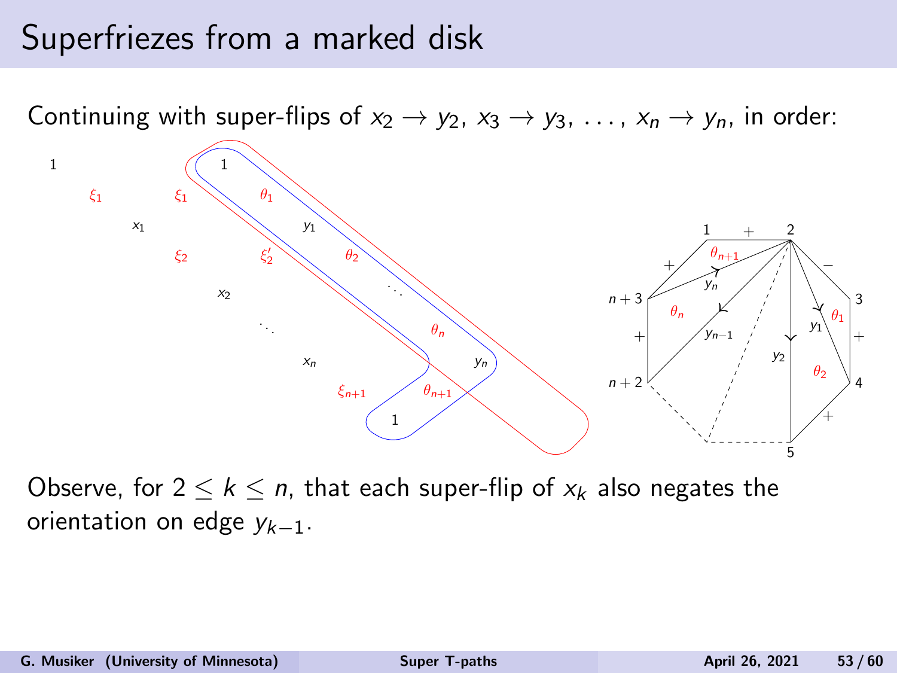# Superfriezes from a marked disk

Continuing with super-flips of $x_2 \to y_2$, $x_3 \to y_3$, $\ldots$, $x_n \to y_n$, in order:

1
$\xi_1$ $\xi_1$
1
$\theta_1$
$x_1$
$y_1$
$\xi_2$ $\xi_2'$ $\theta_2$
$x_2$
$\ddots$
$\ddots$
$\theta_n$
$x_n$
$y_n$
$\xi_{n+1}$ $\theta_{n+1}$
1

1 + 2
$\theta_{n+1}$
+
$y_n$
$n+3$ $-$ 3
$\theta_n$ $\theta_1$
$y_1$
+ $y_{n-1}$ +
$y_2$
$n+2$ $\theta_2$ 4
+
5

Observe, for $2 \leq k \leq n$, that each super-flip of $x_k$ also negates the orientation on edge $y_{k-1}$.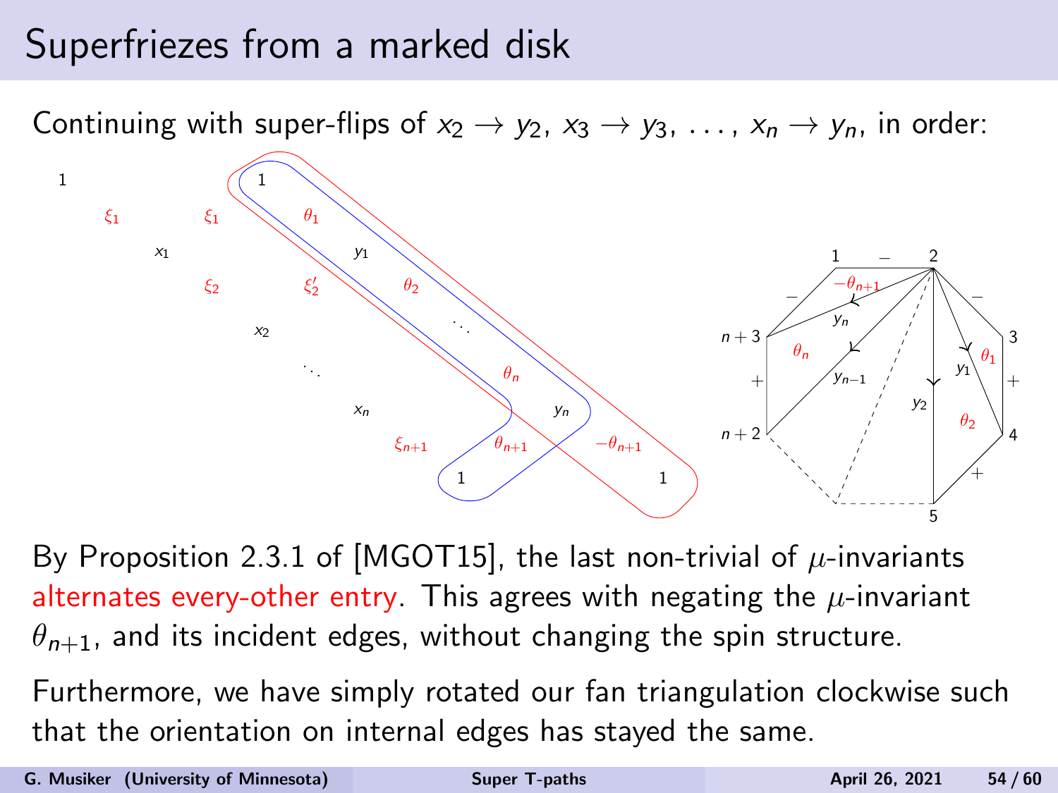# Superfriezes from a marked disk

Continuing with super-flips of $x_2 \to y_2$, $x_3 \to y_3$, $\ldots$, $x_n \to y_n$, in order:

1
$\xi_1$ $\xi_1$ 1
$x_1$ $\theta_1$
$y_1$
$\xi_2$ $\xi_2'$ $\theta_2$
$x_2$ $\ddots$
$\ddots$ $\theta_n$
$x_n$ $y_n$
$\xi_{n+1}$ $\theta_{n+1}$ $-\theta_{n+1}$
1 1

1 – 2
– $-\theta_{n+1}$ –
$y_n$
$n+3$ $\theta_n$ $y_1$ $\theta_1$ 3
+ $y_{n-1}$ $y_2$ +
$n+2$ $\theta_2$ 4
+
5

By Proposition 2.3.1 of [MGOT15], the last non-trivial of $\mu$-invariants alternates every-other entry. This agrees with negating the $\mu$-invariant $\theta_{n+1}$, and its incident edges, without changing the spin structure.

Furthermore, we have simply rotated our fan triangulation clockwise such that the orientation on internal edges has stayed the same.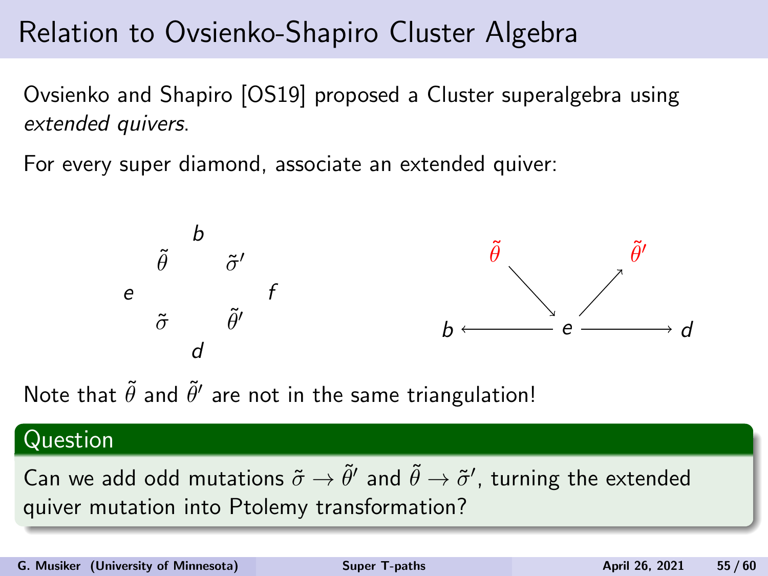# Relation to Ovsienko-Shapiro Cluster Algebra

Ovsienko and Shapiro [OS19] proposed a Cluster superalgebra using *extended quivers*.

For every super diamond, associate an extended quiver:

b

$\tilde{\theta}$ $\tilde{\sigma}'$

e f

$\tilde{\sigma}$ $\tilde{\theta}'$

d

$\tilde{\theta}$ $\tilde{\theta}'$

b e d

Note that $\tilde{\theta}$ and $\tilde{\theta}'$ are not in the same triangulation!

## Question

Can we add odd mutations $\tilde{\sigma} \to \tilde{\theta}'$ and $\tilde{\theta} \to \tilde{\sigma}'$, turning the extended quiver mutation into Ptolemy transformation?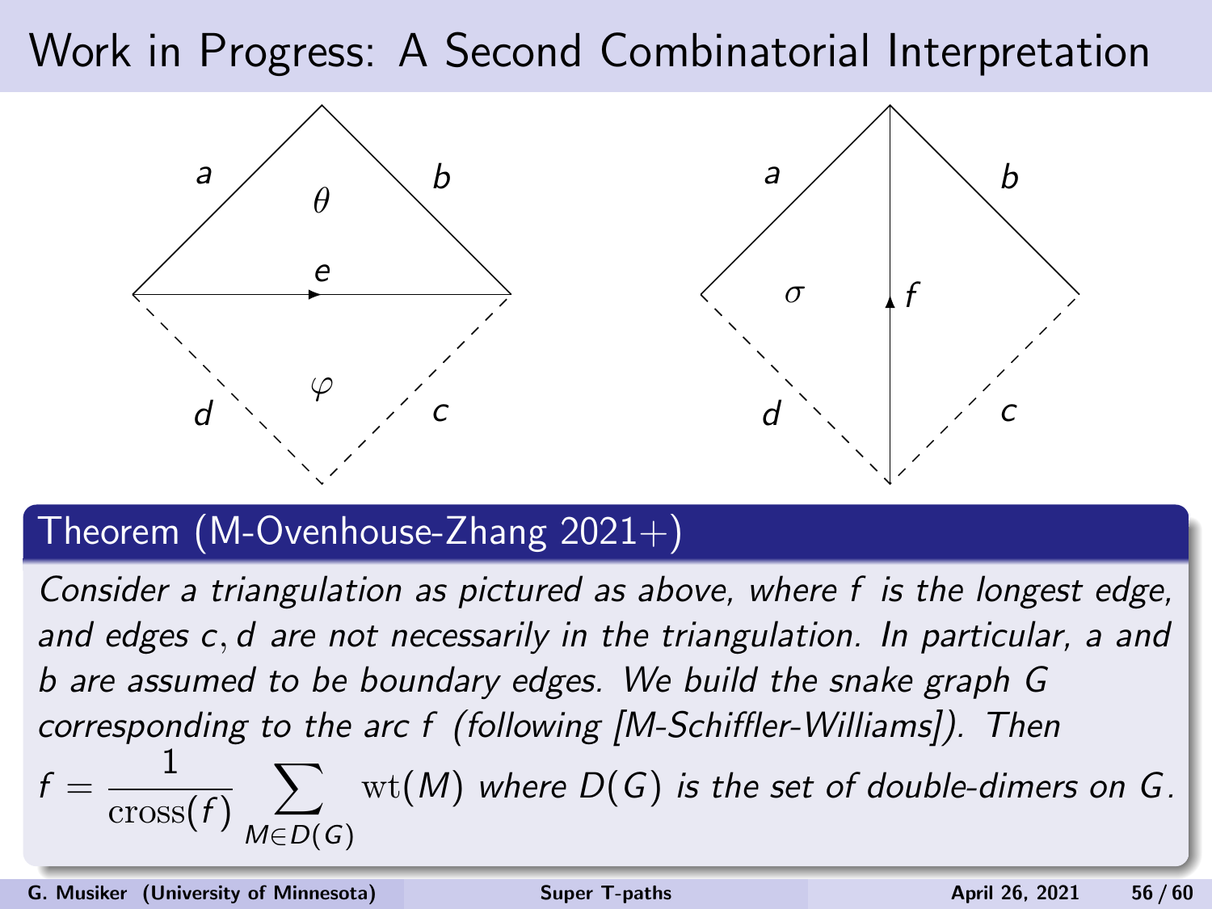# Work in Progress: A Second Combinatorial Interpretation

a

b

θ

e

φ

d

c

a

b

σ

f

d

c

**Theorem (M-Ovenhouse-Zhang 2021+)**

*Consider a triangulation as pictured as above, where $f$ is the longest edge, and edges $c, d$ are not necessarily in the triangulation. In particular, $a$ and $b$ are assumed to be boundary edges. We build the snake graph $G$ corresponding to the arc $f$ (following [M-Schiffler-Williams]). Then*

$$f = \frac{1}{\mathrm{cross}(f)} \sum_{M \in D(G)} \mathrm{wt}(M)$$

*where $D(G)$ is the set of double-dimers on $G$.*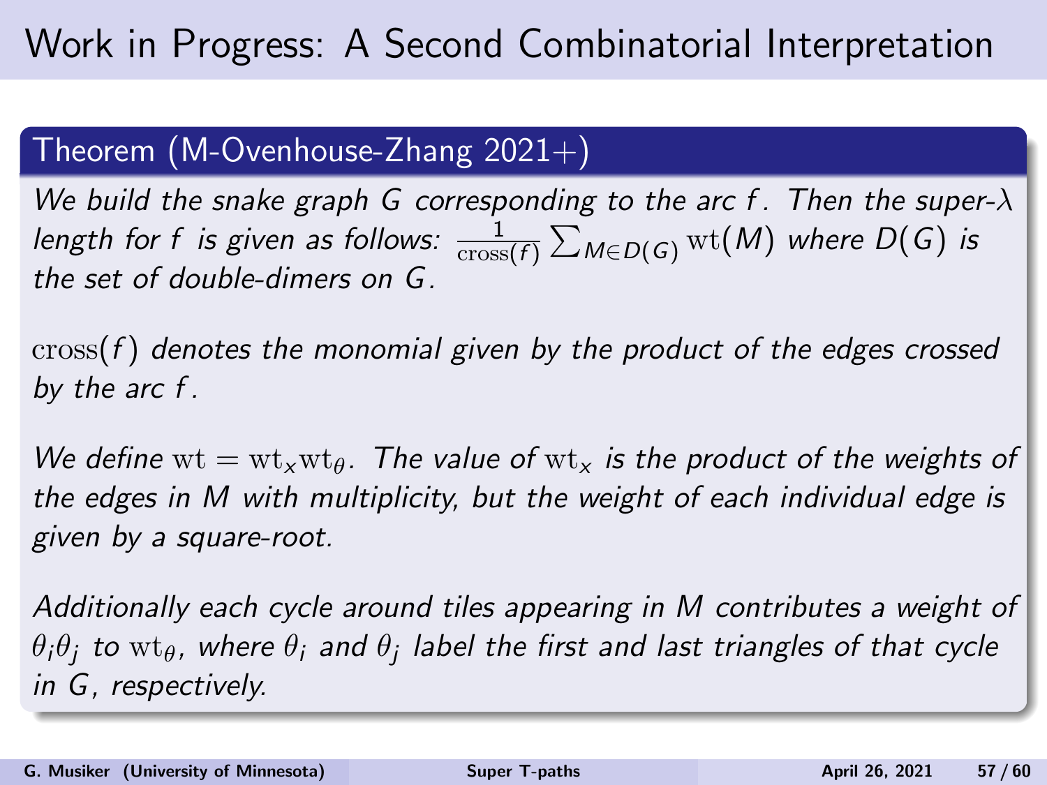# Work in Progress: A Second Combinatorial Interpretation

## Theorem (M-Ovenhouse-Zhang 2021+)

*We build the snake graph $G$ corresponding to the arc $f$. Then the super-$\lambda$ length for $f$ is given as follows: $\frac{1}{\mathrm{cross}(f)} \sum_{M \in D(G)} \mathrm{wt}(M)$ where $D(G)$ is the set of double-dimers on $G$.*

*$\mathrm{cross}(f)$ denotes the monomial given by the product of the edges crossed by the arc $f$.*

*We define $\mathrm{wt} = \mathrm{wt}_x \mathrm{wt}_\theta$. The value of $\mathrm{wt}_x$ is the product of the weights of the edges in $M$ with multiplicity, but the weight of each individual edge is given by a square-root.*

*Additionally each cycle around tiles appearing in $M$ contributes a weight of $\theta_i \theta_j$ to $\mathrm{wt}_\theta$, where $\theta_i$ and $\theta_j$ label the first and last triangles of that cycle in $G$, respectively.*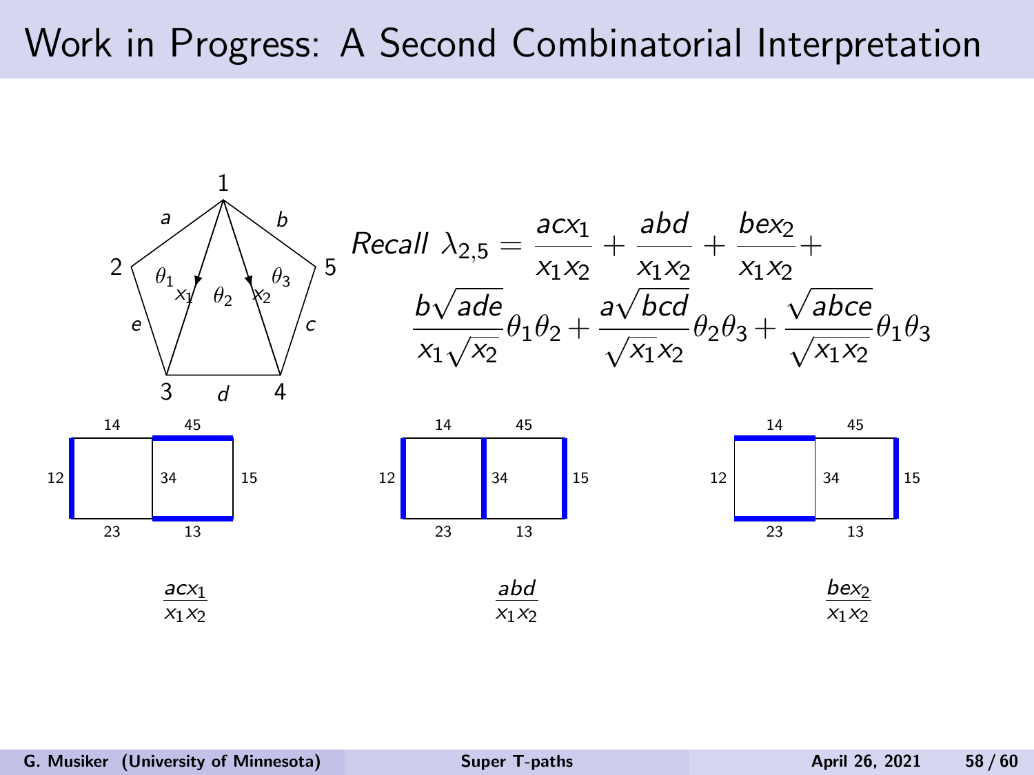# Work in Progress: A Second Combinatorial Interpretation

*Recall* $\lambda_{2,5} = \frac{acx_1}{x_1x_2} + \frac{abd}{x_1x_2} + \frac{bex_2}{x_1x_2} + \frac{b\sqrt{ade}}{x_1\sqrt{x_2}}\theta_1\theta_2 + \frac{a\sqrt{bcd}}{\sqrt{x_1}x_2}\theta_2\theta_3 + \frac{\sqrt{abce}}{\sqrt{x_1x_2}}\theta_1\theta_3$

$\frac{acx_1}{x_1x_2}$

$\frac{abd}{x_1x_2}$

$\frac{bex_2}{x_1x_2}$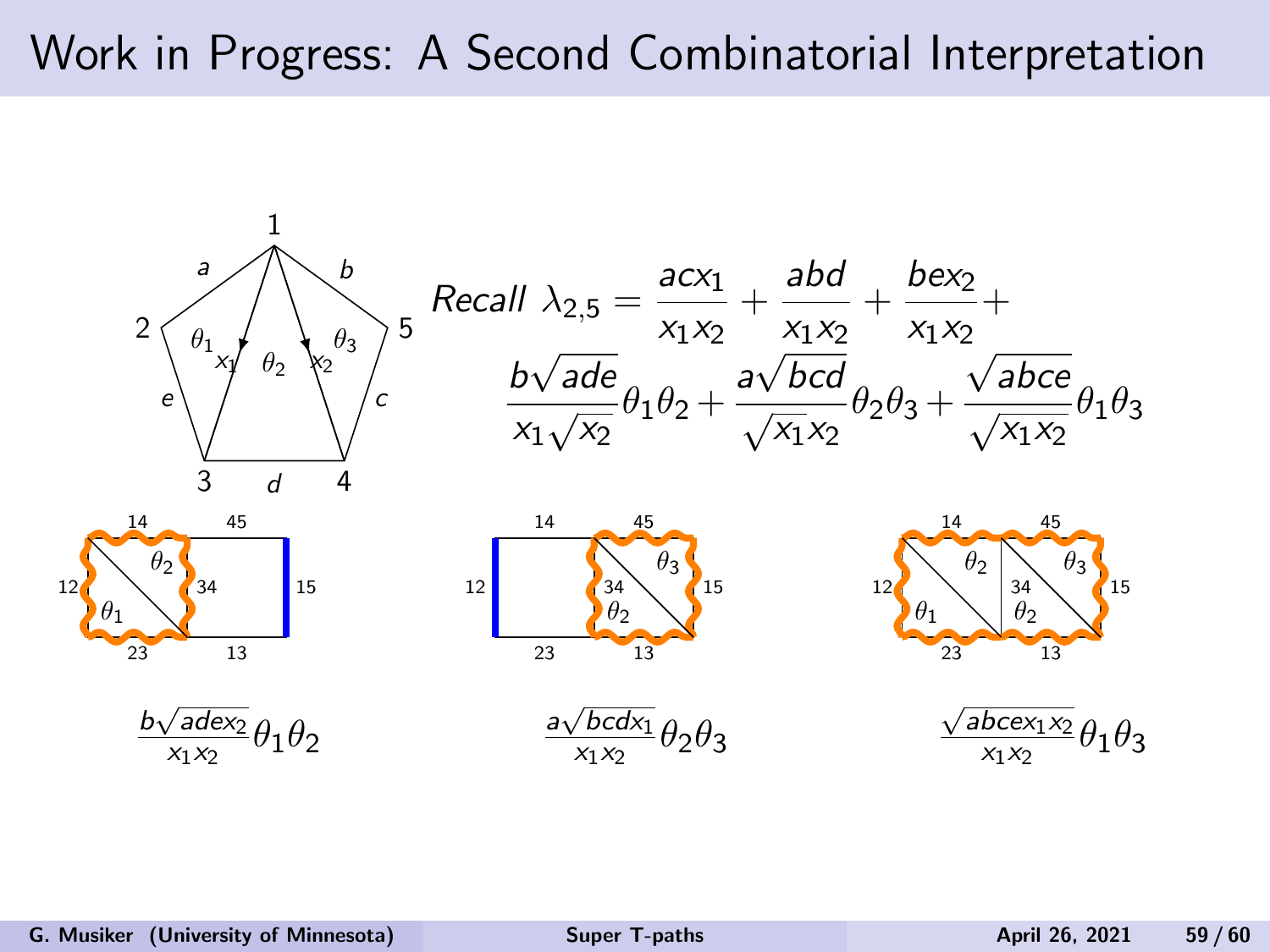# Work in Progress: A Second Combinatorial Interpretation

1

a b

2 5

$\theta_1$ $x_1$ $\theta_2$ $x_2$ $\theta_3$

e c

3 d 4

$$\textit{Recall } \lambda_{2,5} = \frac{acx_1}{x_1x_2} + \frac{abd}{x_1x_2} + \frac{bex_2}{x_1x_2} + \frac{b\sqrt{ade}}{x_1\sqrt{x_2}}\theta_1\theta_2 + \frac{a\sqrt{bcd}}{\sqrt{x_1}x_2}\theta_2\theta_3 + \frac{\sqrt{abce}}{\sqrt{x_1x_2}}\theta_1\theta_3$$

14 45 12 $\theta_2$ $\theta_1$ 34 15 23 13

14 45 12 $\theta_3$ 34 $\theta_2$ 15 23 13

14 45 12 $\theta_2$ $\theta_3$ $\theta_1$ 34 $\theta_2$ 15 23 13

$\frac{b\sqrt{adex_2}}{x_1x_2}\theta_1\theta_2$

$\frac{a\sqrt{bcdx_1}}{x_1x_2}\theta_2\theta_3$

$\frac{\sqrt{abcex_1x_2}}{x_1x_2}\theta_1\theta_3$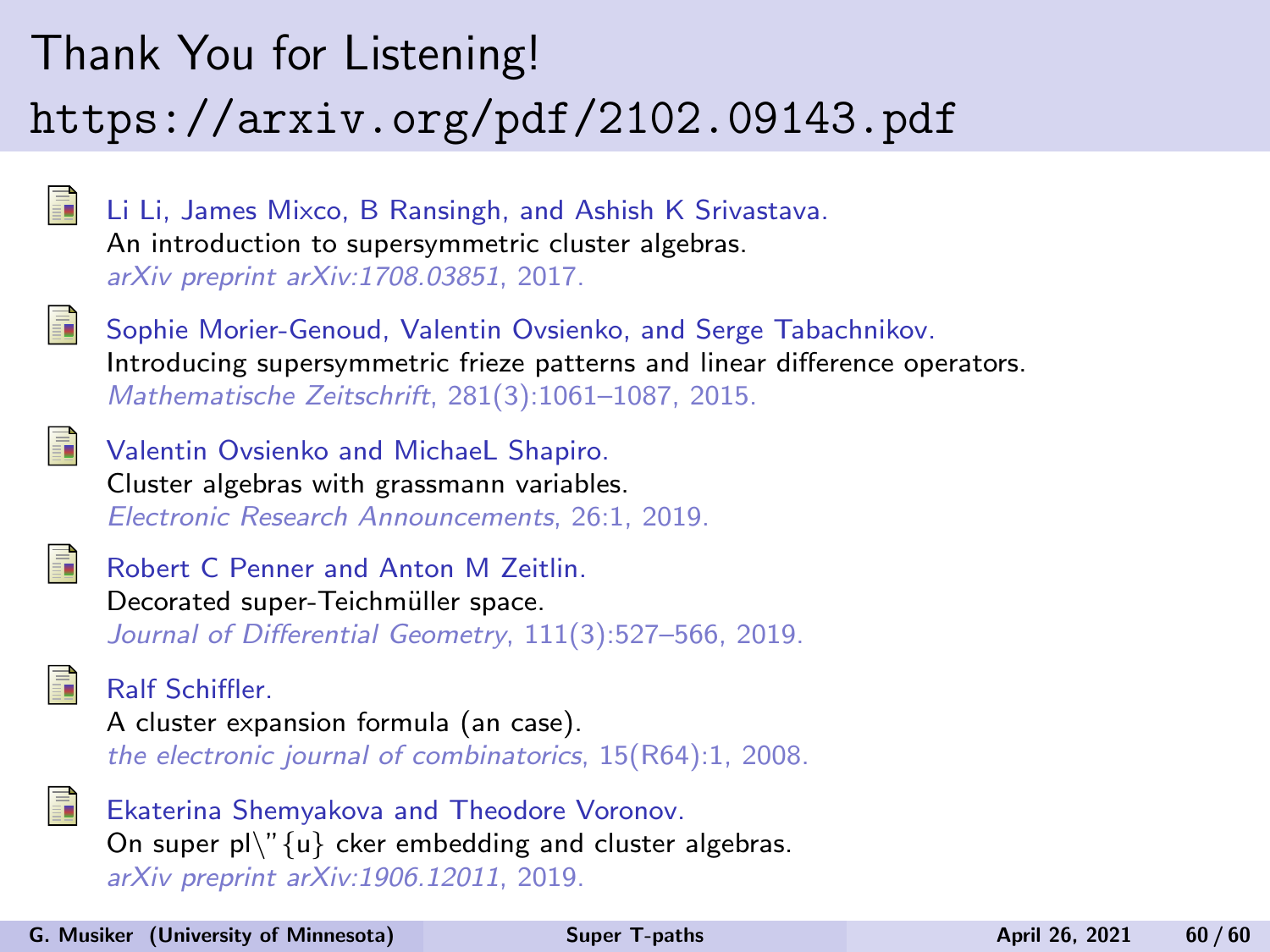# Thank You for Listening! https://arxiv.org/pdf/2102.09143.pdf

- Li Li, James Mixco, B Ransingh, and Ashish K Srivastava.
  An introduction to supersymmetric cluster algebras.
  *arXiv preprint arXiv:1708.03851*, 2017.

- Sophie Morier-Genoud, Valentin Ovsienko, and Serge Tabachnikov.
  Introducing supersymmetric frieze patterns and linear difference operators.
  *Mathematische Zeitschrift*, 281(3):1061–1087, 2015.

- Valentin Ovsienko and MichaeL Shapiro.
  Cluster algebras with grassmann variables.
  *Electronic Research Announcements*, 26:1, 2019.

- Robert C Penner and Anton M Zeitlin.
  Decorated super-Teichmüller space.
  *Journal of Differential Geometry*, 111(3):527–566, 2019.

- Ralf Schiffler.
  A cluster expansion formula (an case).
  *the electronic journal of combinatorics*, 15(R64):1, 2008.

- Ekaterina Shemyakova and Theodore Voronov.
  On super pl\"{u} cker embedding and cluster algebras.
  *arXiv preprint arXiv:1906.12011*, 2019.